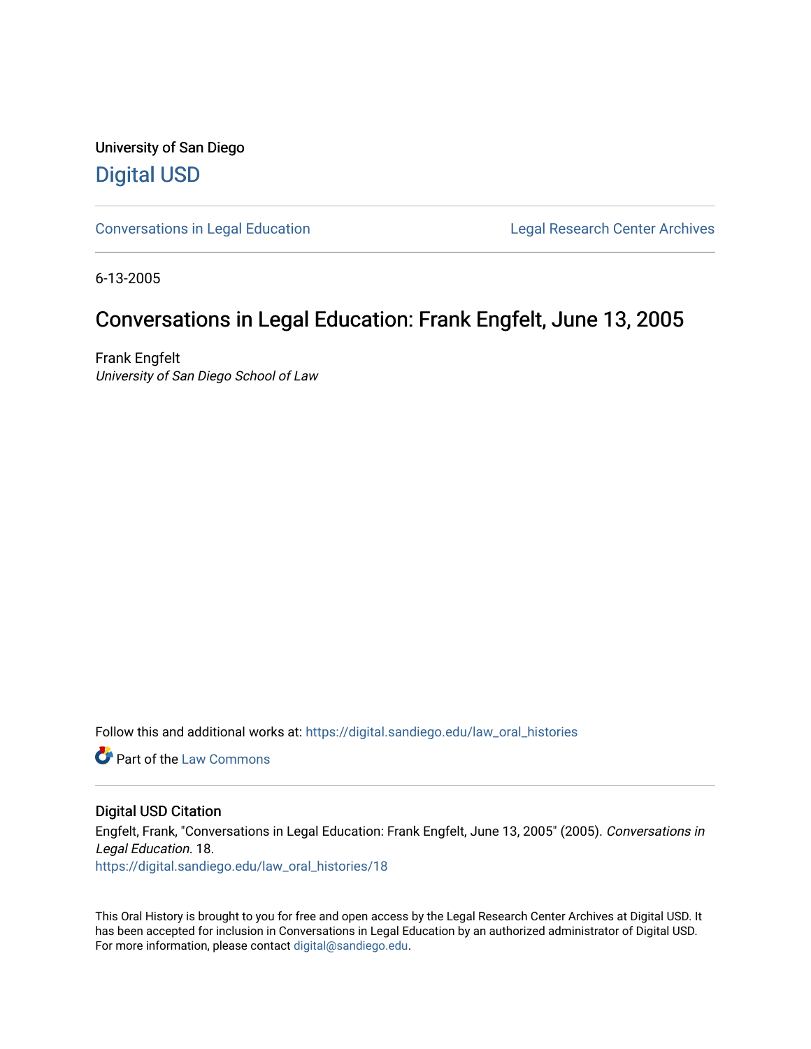University of San Diego

## Digital USD

Conversations in Legal Education | Legal Research Center Archives

6-13-2005

# Conversations in Legal Education: Frank Engfelt, June 13, 2005

Frank Engfelt
*University of San Diego School of Law*

Follow this and additional works at: https://digital.sandiego.edu/law_oral_histories

Part of the Law Commons

### Digital USD Citation

Engfelt, Frank, "Conversations in Legal Education: Frank Engfelt, June 13, 2005" (2005). *Conversations in Legal Education*. 18.
https://digital.sandiego.edu/law_oral_histories/18

This Oral History is brought to you for free and open access by the Legal Research Center Archives at Digital USD. It has been accepted for inclusion in Conversations in Legal Education by an authorized administrator of Digital USD. For more information, please contact digital@sandiego.edu.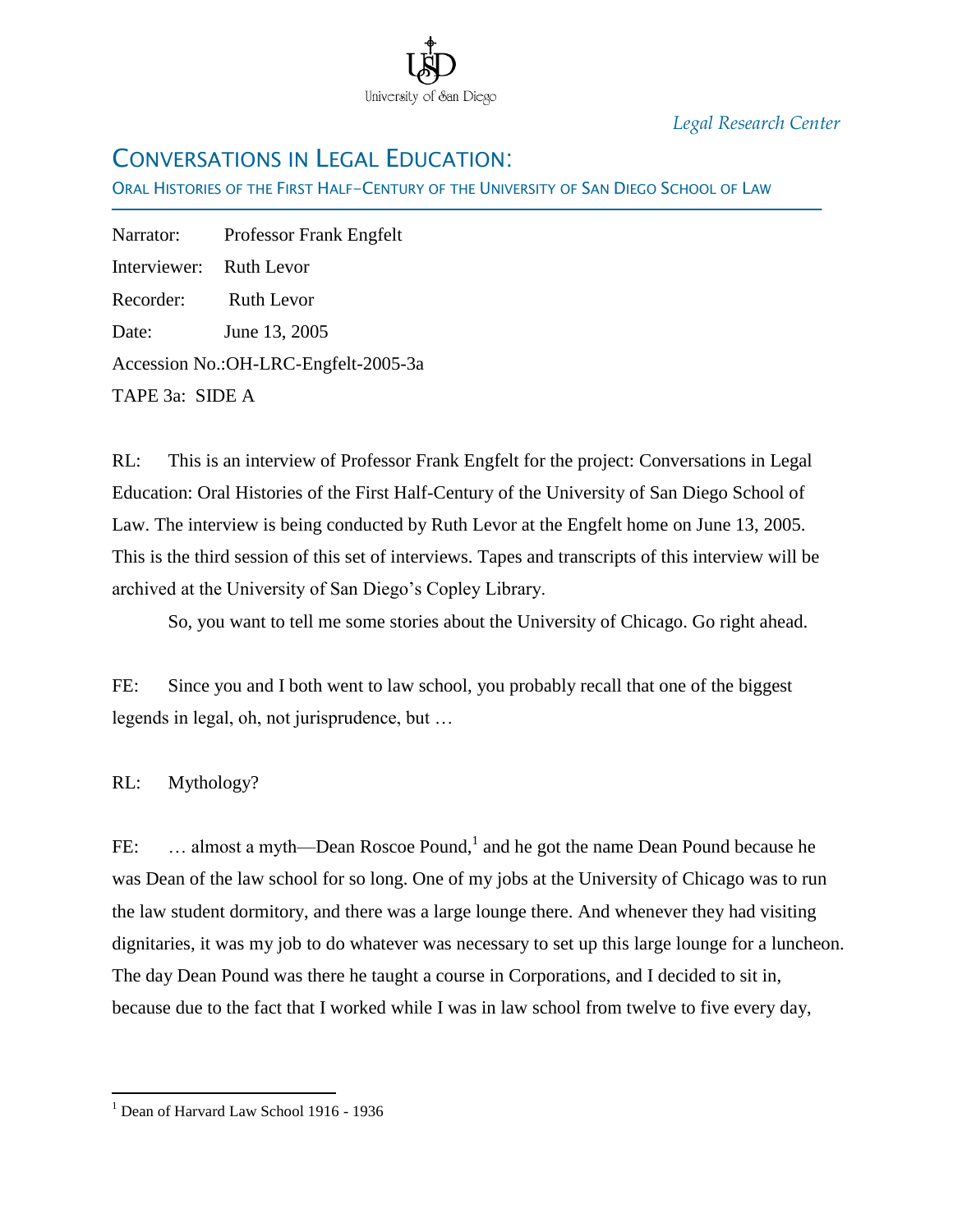*Legal Research Center*

# CONVERSATIONS IN LEGAL EDUCATION:

ORAL HISTORIES OF THE FIRST HALF–CENTURY OF THE UNIVERSITY OF SAN DIEGO SCHOOL OF LAW

Narrator: Professor Frank Engfelt

Interviewer: Ruth Levor

Recorder: Ruth Levor

Date: June 13, 2005

Accession No.:OH-LRC-Engfelt-2005-3a

TAPE 3a: SIDE A

RL: This is an interview of Professor Frank Engfelt for the project: Conversations in Legal Education: Oral Histories of the First Half-Century of the University of San Diego School of Law. The interview is being conducted by Ruth Levor at the Engfelt home on June 13, 2005. This is the third session of this set of interviews. Tapes and transcripts of this interview will be archived at the University of San Diego's Copley Library.

So, you want to tell me some stories about the University of Chicago. Go right ahead.

FE: Since you and I both went to law school, you probably recall that one of the biggest legends in legal, oh, not jurisprudence, but …

RL: Mythology?

FE: … almost a myth—Dean Roscoe Pound,[1] and he got the name Dean Pound because he was Dean of the law school for so long. One of my jobs at the University of Chicago was to run the law student dormitory, and there was a large lounge there. And whenever they had visiting dignitaries, it was my job to do whatever was necessary to set up this large lounge for a luncheon. The day Dean Pound was there he taught a course in Corporations, and I decided to sit in, because due to the fact that I worked while I was in law school from twelve to five every day,

[1] Dean of Harvard Law School 1916 - 1936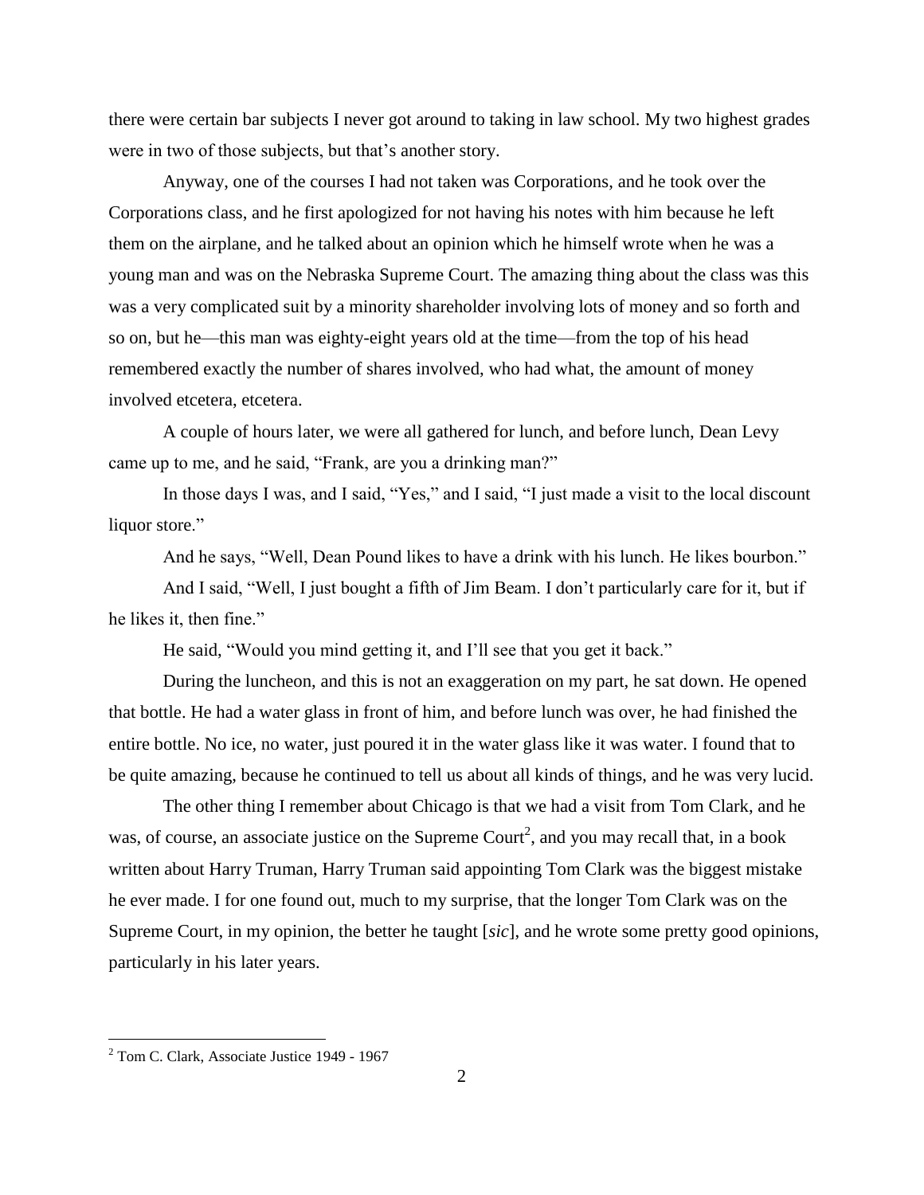there were certain bar subjects I never got around to taking in law school. My two highest grades were in two of those subjects, but that's another story.

Anyway, one of the courses I had not taken was Corporations, and he took over the Corporations class, and he first apologized for not having his notes with him because he left them on the airplane, and he talked about an opinion which he himself wrote when he was a young man and was on the Nebraska Supreme Court. The amazing thing about the class was this was a very complicated suit by a minority shareholder involving lots of money and so forth and so on, but he—this man was eighty-eight years old at the time—from the top of his head remembered exactly the number of shares involved, who had what, the amount of money involved etcetera, etcetera.

A couple of hours later, we were all gathered for lunch, and before lunch, Dean Levy came up to me, and he said, "Frank, are you a drinking man?"

In those days I was, and I said, "Yes," and I said, "I just made a visit to the local discount liquor store."

And he says, "Well, Dean Pound likes to have a drink with his lunch. He likes bourbon."

And I said, "Well, I just bought a fifth of Jim Beam. I don't particularly care for it, but if he likes it, then fine."

He said, "Would you mind getting it, and I'll see that you get it back."

During the luncheon, and this is not an exaggeration on my part, he sat down. He opened that bottle. He had a water glass in front of him, and before lunch was over, he had finished the entire bottle. No ice, no water, just poured it in the water glass like it was water. I found that to be quite amazing, because he continued to tell us about all kinds of things, and he was very lucid.

The other thing I remember about Chicago is that we had a visit from Tom Clark, and he was, of course, an associate justice on the Supreme Court[2], and you may recall that, in a book written about Harry Truman, Harry Truman said appointing Tom Clark was the biggest mistake he ever made. I for one found out, much to my surprise, that the longer Tom Clark was on the Supreme Court, in my opinion, the better he taught [*sic*], and he wrote some pretty good opinions, particularly in his later years.

[2] Tom C. Clark, Associate Justice 1949 - 1967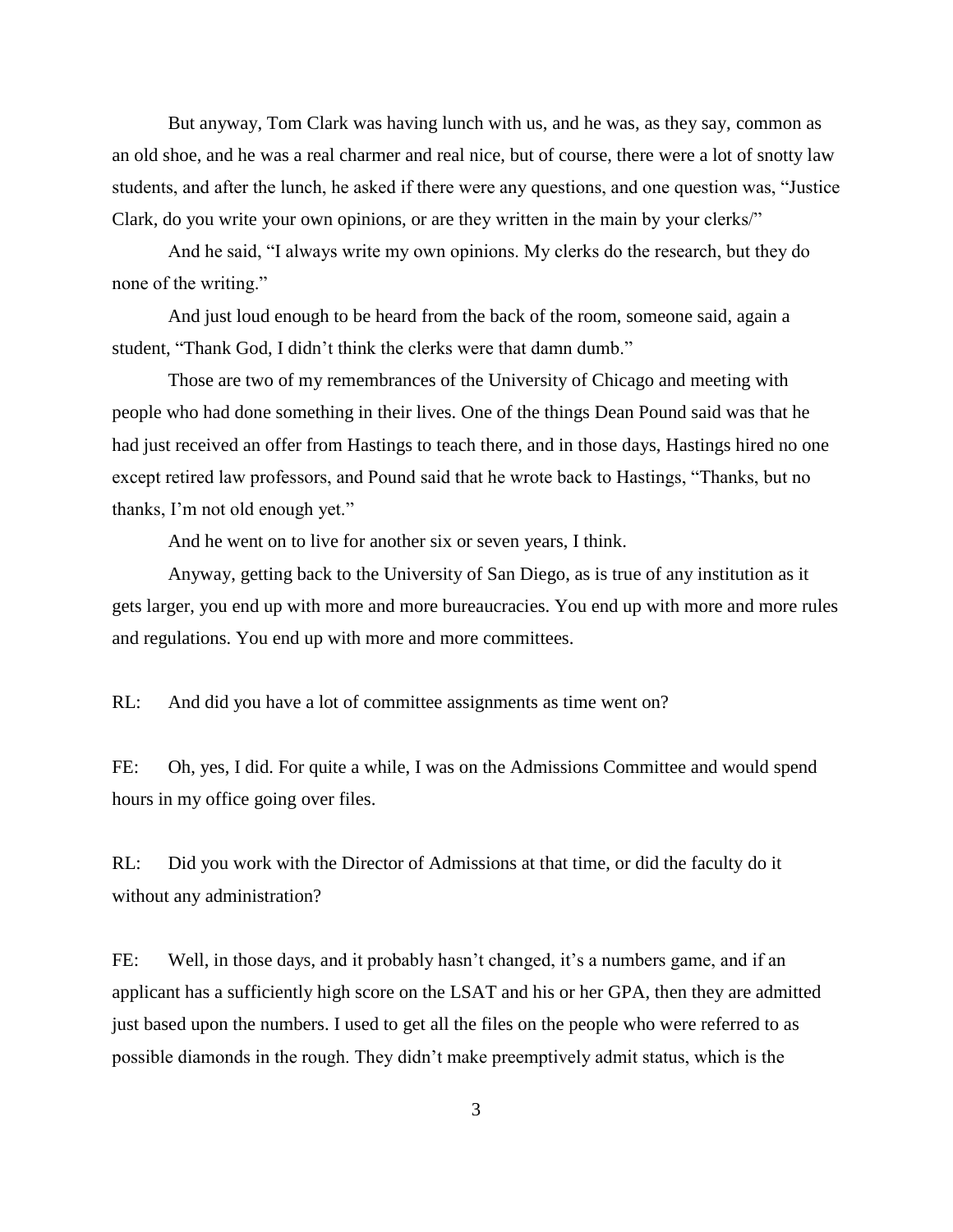But anyway, Tom Clark was having lunch with us, and he was, as they say, common as an old shoe, and he was a real charmer and real nice, but of course, there were a lot of snotty law students, and after the lunch, he asked if there were any questions, and one question was, "Justice Clark, do you write your own opinions, or are they written in the main by your clerks/"

And he said, "I always write my own opinions. My clerks do the research, but they do none of the writing."

And just loud enough to be heard from the back of the room, someone said, again a student, "Thank God, I didn't think the clerks were that damn dumb."

Those are two of my remembrances of the University of Chicago and meeting with people who had done something in their lives. One of the things Dean Pound said was that he had just received an offer from Hastings to teach there, and in those days, Hastings hired no one except retired law professors, and Pound said that he wrote back to Hastings, "Thanks, but no thanks, I'm not old enough yet."

And he went on to live for another six or seven years, I think.

Anyway, getting back to the University of San Diego, as is true of any institution as it gets larger, you end up with more and more bureaucracies. You end up with more and more rules and regulations. You end up with more and more committees.

RL: And did you have a lot of committee assignments as time went on?

FE: Oh, yes, I did. For quite a while, I was on the Admissions Committee and would spend hours in my office going over files.

RL: Did you work with the Director of Admissions at that time, or did the faculty do it without any administration?

FE: Well, in those days, and it probably hasn't changed, it's a numbers game, and if an applicant has a sufficiently high score on the LSAT and his or her GPA, then they are admitted just based upon the numbers. I used to get all the files on the people who were referred to as possible diamonds in the rough. They didn't make preemptively admit status, which is the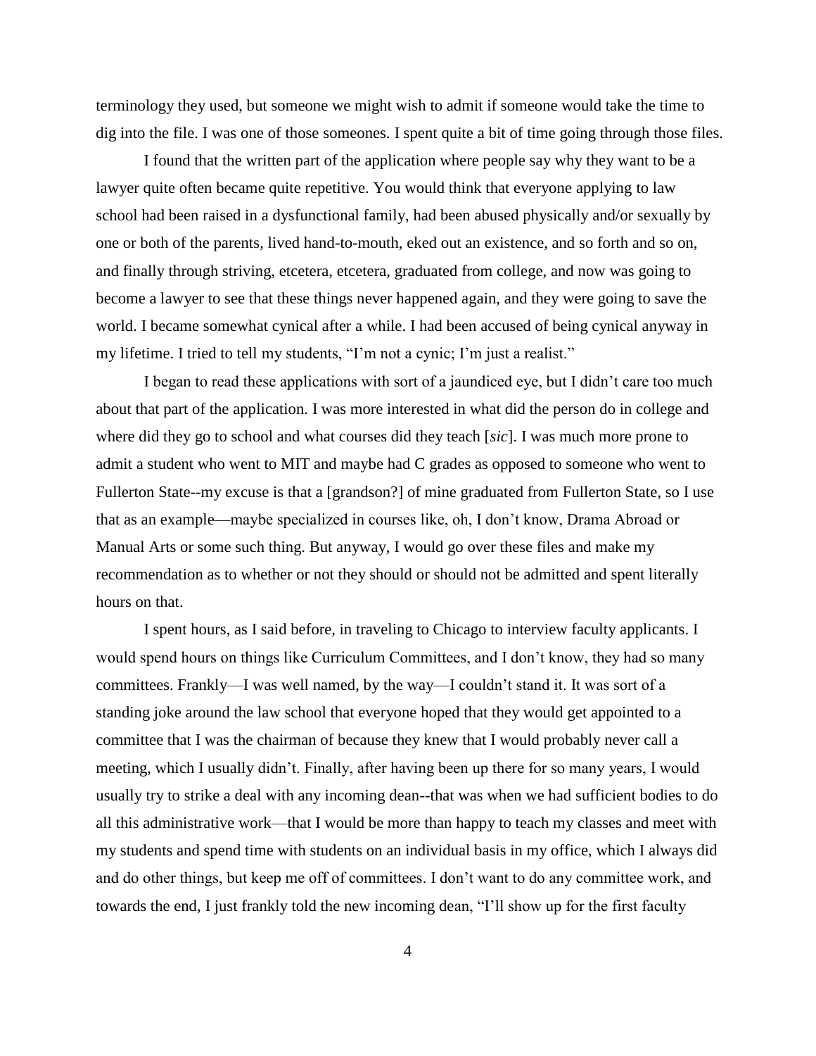terminology they used, but someone we might wish to admit if someone would take the time to dig into the file. I was one of those someones. I spent quite a bit of time going through those files.

I found that the written part of the application where people say why they want to be a lawyer quite often became quite repetitive. You would think that everyone applying to law school had been raised in a dysfunctional family, had been abused physically and/or sexually by one or both of the parents, lived hand-to-mouth, eked out an existence, and so forth and so on, and finally through striving, etcetera, etcetera, graduated from college, and now was going to become a lawyer to see that these things never happened again, and they were going to save the world. I became somewhat cynical after a while. I had been accused of being cynical anyway in my lifetime. I tried to tell my students, "I'm not a cynic; I'm just a realist."

I began to read these applications with sort of a jaundiced eye, but I didn't care too much about that part of the application. I was more interested in what did the person do in college and where did they go to school and what courses did they teach [*sic*]. I was much more prone to admit a student who went to MIT and maybe had C grades as opposed to someone who went to Fullerton State--my excuse is that a [grandson?] of mine graduated from Fullerton State, so I use that as an example—maybe specialized in courses like, oh, I don't know, Drama Abroad or Manual Arts or some such thing. But anyway, I would go over these files and make my recommendation as to whether or not they should or should not be admitted and spent literally hours on that.

I spent hours, as I said before, in traveling to Chicago to interview faculty applicants. I would spend hours on things like Curriculum Committees, and I don't know, they had so many committees. Frankly—I was well named, by the way—I couldn't stand it. It was sort of a standing joke around the law school that everyone hoped that they would get appointed to a committee that I was the chairman of because they knew that I would probably never call a meeting, which I usually didn't. Finally, after having been up there for so many years, I would usually try to strike a deal with any incoming dean--that was when we had sufficient bodies to do all this administrative work—that I would be more than happy to teach my classes and meet with my students and spend time with students on an individual basis in my office, which I always did and do other things, but keep me off of committees. I don't want to do any committee work, and towards the end, I just frankly told the new incoming dean, "I'll show up for the first faculty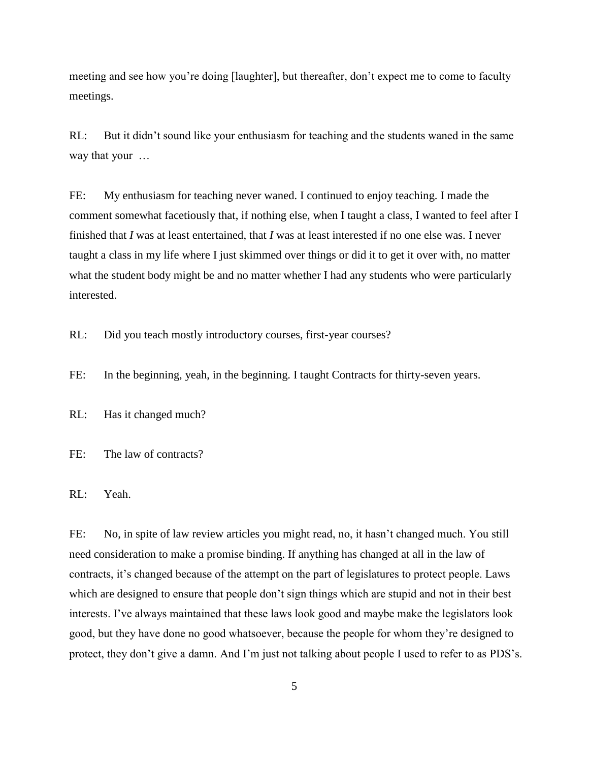meeting and see how you're doing [laughter], but thereafter, don't expect me to come to faculty meetings.

RL: But it didn't sound like your enthusiasm for teaching and the students waned in the same way that your …

FE: My enthusiasm for teaching never waned. I continued to enjoy teaching. I made the comment somewhat facetiously that, if nothing else, when I taught a class, I wanted to feel after I finished that *I* was at least entertained, that *I* was at least interested if no one else was. I never taught a class in my life where I just skimmed over things or did it to get it over with, no matter what the student body might be and no matter whether I had any students who were particularly interested.

RL: Did you teach mostly introductory courses, first-year courses?

FE: In the beginning, yeah, in the beginning. I taught Contracts for thirty-seven years.

RL: Has it changed much?

FE: The law of contracts?

RL: Yeah.

FE: No, in spite of law review articles you might read, no, it hasn't changed much. You still need consideration to make a promise binding. If anything has changed at all in the law of contracts, it's changed because of the attempt on the part of legislatures to protect people. Laws which are designed to ensure that people don't sign things which are stupid and not in their best interests. I've always maintained that these laws look good and maybe make the legislators look good, but they have done no good whatsoever, because the people for whom they're designed to protect, they don't give a damn. And I'm just not talking about people I used to refer to as PDS's.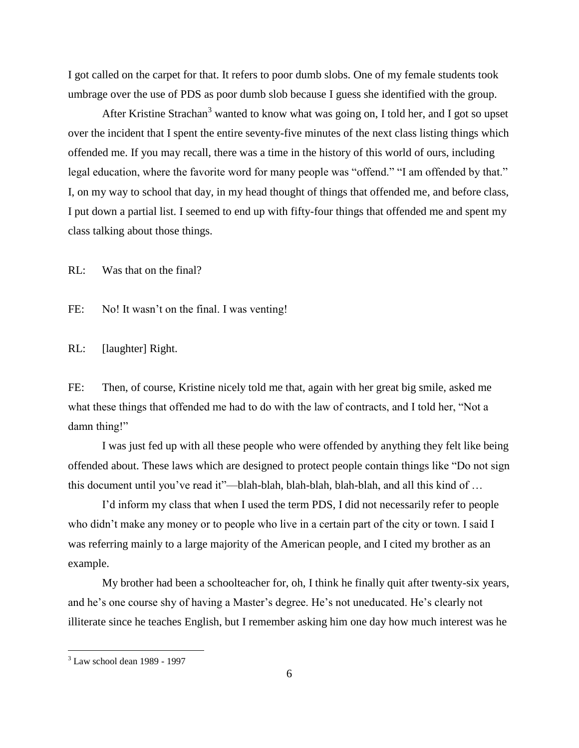I got called on the carpet for that. It refers to poor dumb slobs. One of my female students took umbrage over the use of PDS as poor dumb slob because I guess she identified with the group.

After Kristine Strachan[3] wanted to know what was going on, I told her, and I got so upset over the incident that I spent the entire seventy-five minutes of the next class listing things which offended me. If you may recall, there was a time in the history of this world of ours, including legal education, where the favorite word for many people was "offend." "I am offended by that." I, on my way to school that day, in my head thought of things that offended me, and before class, I put down a partial list. I seemed to end up with fifty-four things that offended me and spent my class talking about those things.

RL: Was that on the final?

FE: No! It wasn't on the final. I was venting!

RL: [laughter] Right.

FE: Then, of course, Kristine nicely told me that, again with her great big smile, asked me what these things that offended me had to do with the law of contracts, and I told her, "Not a damn thing!"

I was just fed up with all these people who were offended by anything they felt like being offended about. These laws which are designed to protect people contain things like "Do not sign this document until you've read it"—blah-blah, blah-blah, blah-blah, and all this kind of …

I'd inform my class that when I used the term PDS, I did not necessarily refer to people who didn't make any money or to people who live in a certain part of the city or town. I said I was referring mainly to a large majority of the American people, and I cited my brother as an example.

My brother had been a schoolteacher for, oh, I think he finally quit after twenty-six years, and he's one course shy of having a Master's degree. He's not uneducated. He's clearly not illiterate since he teaches English, but I remember asking him one day how much interest was he

[3] Law school dean 1989 - 1997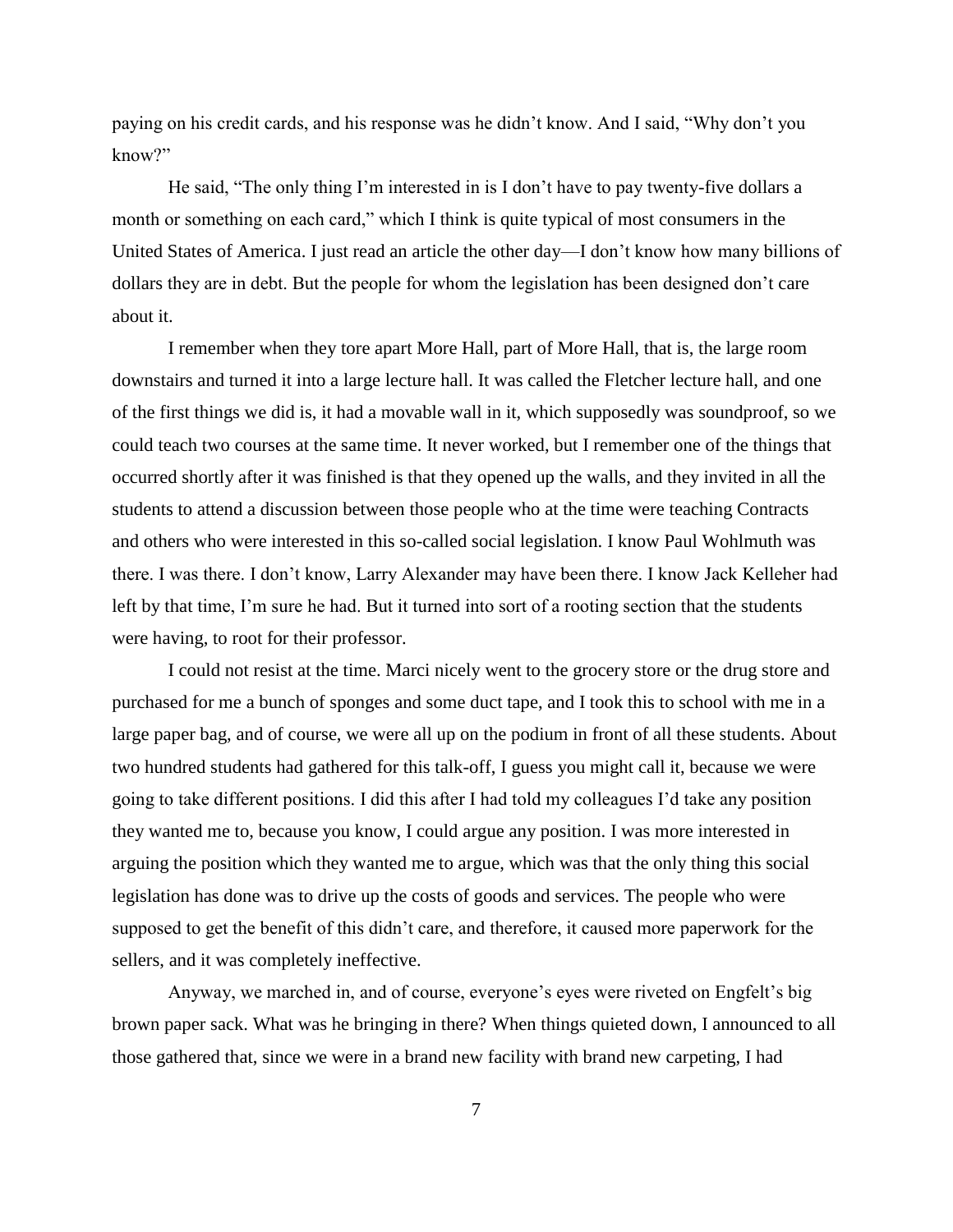paying on his credit cards, and his response was he didn't know. And I said, "Why don't you know?"

He said, "The only thing I'm interested in is I don't have to pay twenty-five dollars a month or something on each card," which I think is quite typical of most consumers in the United States of America. I just read an article the other day—I don't know how many billions of dollars they are in debt. But the people for whom the legislation has been designed don't care about it.

I remember when they tore apart More Hall, part of More Hall, that is, the large room downstairs and turned it into a large lecture hall. It was called the Fletcher lecture hall, and one of the first things we did is, it had a movable wall in it, which supposedly was soundproof, so we could teach two courses at the same time. It never worked, but I remember one of the things that occurred shortly after it was finished is that they opened up the walls, and they invited in all the students to attend a discussion between those people who at the time were teaching Contracts and others who were interested in this so-called social legislation. I know Paul Wohlmuth was there. I was there. I don't know, Larry Alexander may have been there. I know Jack Kelleher had left by that time, I'm sure he had. But it turned into sort of a rooting section that the students were having, to root for their professor.

I could not resist at the time. Marci nicely went to the grocery store or the drug store and purchased for me a bunch of sponges and some duct tape, and I took this to school with me in a large paper bag, and of course, we were all up on the podium in front of all these students. About two hundred students had gathered for this talk-off, I guess you might call it, because we were going to take different positions. I did this after I had told my colleagues I'd take any position they wanted me to, because you know, I could argue any position. I was more interested in arguing the position which they wanted me to argue, which was that the only thing this social legislation has done was to drive up the costs of goods and services. The people who were supposed to get the benefit of this didn't care, and therefore, it caused more paperwork for the sellers, and it was completely ineffective.

Anyway, we marched in, and of course, everyone's eyes were riveted on Engfelt's big brown paper sack. What was he bringing in there? When things quieted down, I announced to all those gathered that, since we were in a brand new facility with brand new carpeting, I had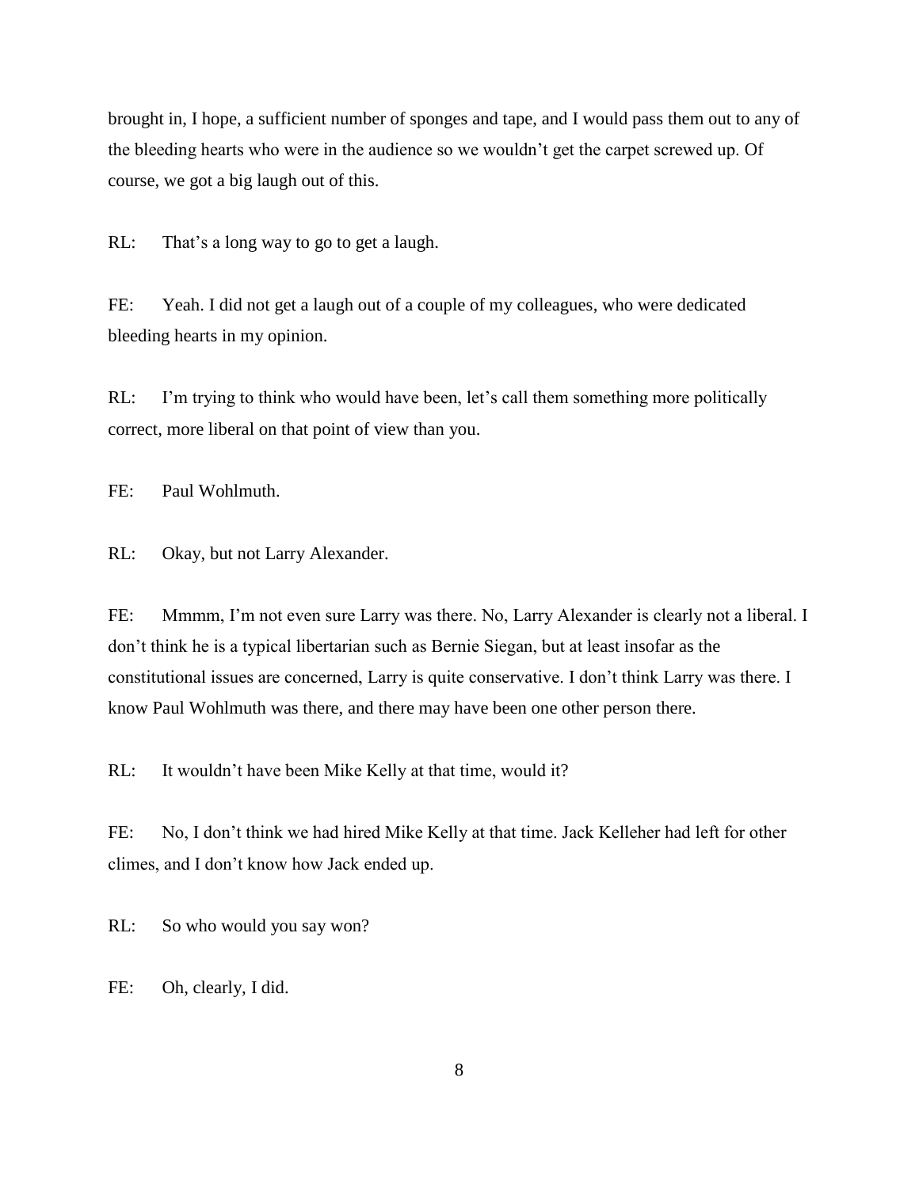brought in, I hope, a sufficient number of sponges and tape, and I would pass them out to any of the bleeding hearts who were in the audience so we wouldn't get the carpet screwed up. Of course, we got a big laugh out of this.

RL: That's a long way to go to get a laugh.

FE: Yeah. I did not get a laugh out of a couple of my colleagues, who were dedicated bleeding hearts in my opinion.

RL: I'm trying to think who would have been, let's call them something more politically correct, more liberal on that point of view than you.

FE: Paul Wohlmuth.

RL: Okay, but not Larry Alexander.

FE: Mmmm, I'm not even sure Larry was there. No, Larry Alexander is clearly not a liberal. I don't think he is a typical libertarian such as Bernie Siegan, but at least insofar as the constitutional issues are concerned, Larry is quite conservative. I don't think Larry was there. I know Paul Wohlmuth was there, and there may have been one other person there.

RL: It wouldn't have been Mike Kelly at that time, would it?

FE: No, I don't think we had hired Mike Kelly at that time. Jack Kelleher had left for other climes, and I don't know how Jack ended up.

RL: So who would you say won?

FE: Oh, clearly, I did.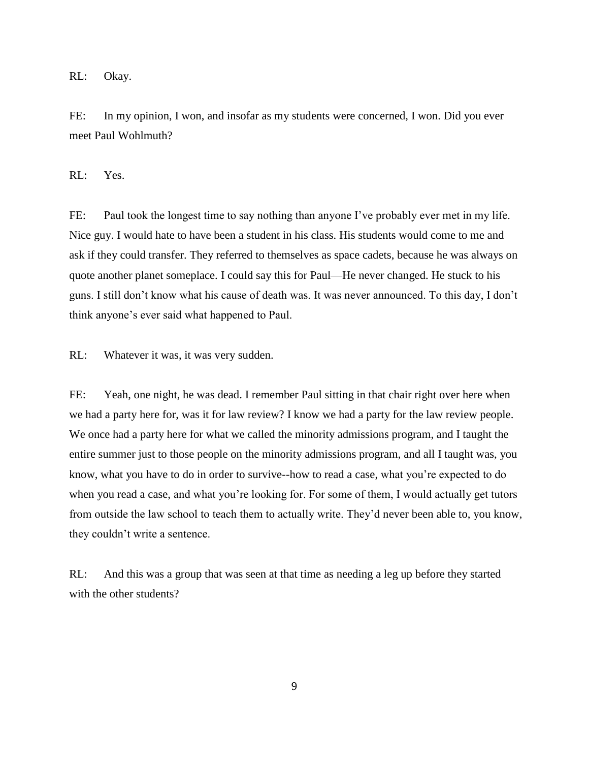RL: Okay.

FE: In my opinion, I won, and insofar as my students were concerned, I won. Did you ever meet Paul Wohlmuth?

RL: Yes.

FE: Paul took the longest time to say nothing than anyone I've probably ever met in my life. Nice guy. I would hate to have been a student in his class. His students would come to me and ask if they could transfer. They referred to themselves as space cadets, because he was always on quote another planet someplace. I could say this for Paul—He never changed. He stuck to his guns. I still don't know what his cause of death was. It was never announced. To this day, I don't think anyone's ever said what happened to Paul.

RL: Whatever it was, it was very sudden.

FE: Yeah, one night, he was dead. I remember Paul sitting in that chair right over here when we had a party here for, was it for law review? I know we had a party for the law review people. We once had a party here for what we called the minority admissions program, and I taught the entire summer just to those people on the minority admissions program, and all I taught was, you know, what you have to do in order to survive--how to read a case, what you're expected to do when you read a case, and what you're looking for. For some of them, I would actually get tutors from outside the law school to teach them to actually write. They'd never been able to, you know, they couldn't write a sentence.

RL: And this was a group that was seen at that time as needing a leg up before they started with the other students?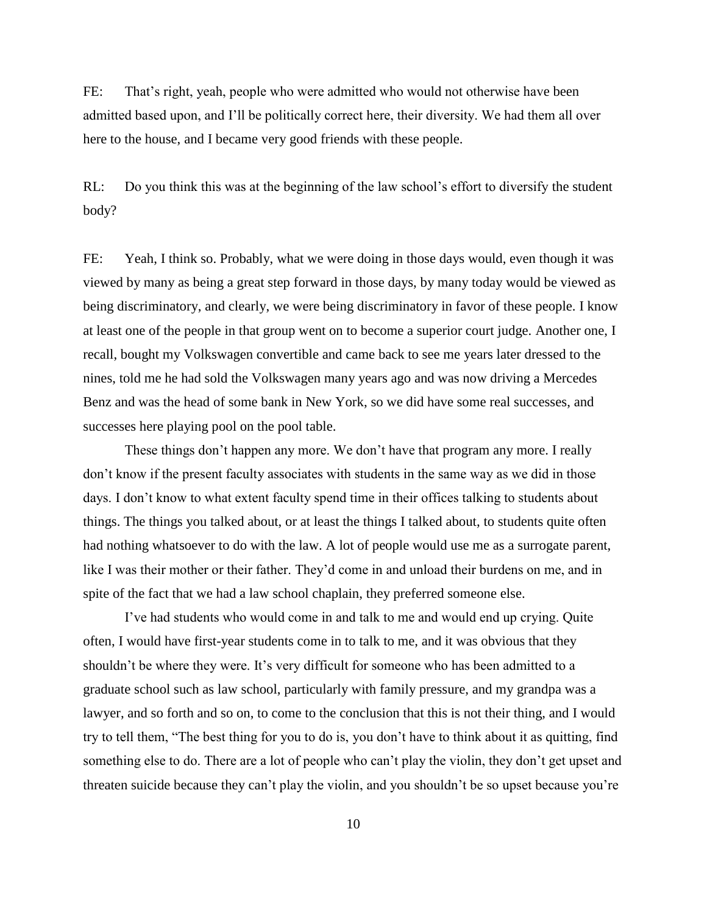FE: That's right, yeah, people who were admitted who would not otherwise have been admitted based upon, and I'll be politically correct here, their diversity. We had them all over here to the house, and I became very good friends with these people.

RL: Do you think this was at the beginning of the law school's effort to diversify the student body?

FE: Yeah, I think so. Probably, what we were doing in those days would, even though it was viewed by many as being a great step forward in those days, by many today would be viewed as being discriminatory, and clearly, we were being discriminatory in favor of these people. I know at least one of the people in that group went on to become a superior court judge. Another one, I recall, bought my Volkswagen convertible and came back to see me years later dressed to the nines, told me he had sold the Volkswagen many years ago and was now driving a Mercedes Benz and was the head of some bank in New York, so we did have some real successes, and successes here playing pool on the pool table.

These things don't happen any more. We don't have that program any more. I really don't know if the present faculty associates with students in the same way as we did in those days. I don't know to what extent faculty spend time in their offices talking to students about things. The things you talked about, or at least the things I talked about, to students quite often had nothing whatsoever to do with the law. A lot of people would use me as a surrogate parent, like I was their mother or their father. They'd come in and unload their burdens on me, and in spite of the fact that we had a law school chaplain, they preferred someone else.

I've had students who would come in and talk to me and would end up crying. Quite often, I would have first-year students come in to talk to me, and it was obvious that they shouldn't be where they were. It's very difficult for someone who has been admitted to a graduate school such as law school, particularly with family pressure, and my grandpa was a lawyer, and so forth and so on, to come to the conclusion that this is not their thing, and I would try to tell them, "The best thing for you to do is, you don't have to think about it as quitting, find something else to do. There are a lot of people who can't play the violin, they don't get upset and threaten suicide because they can't play the violin, and you shouldn't be so upset because you're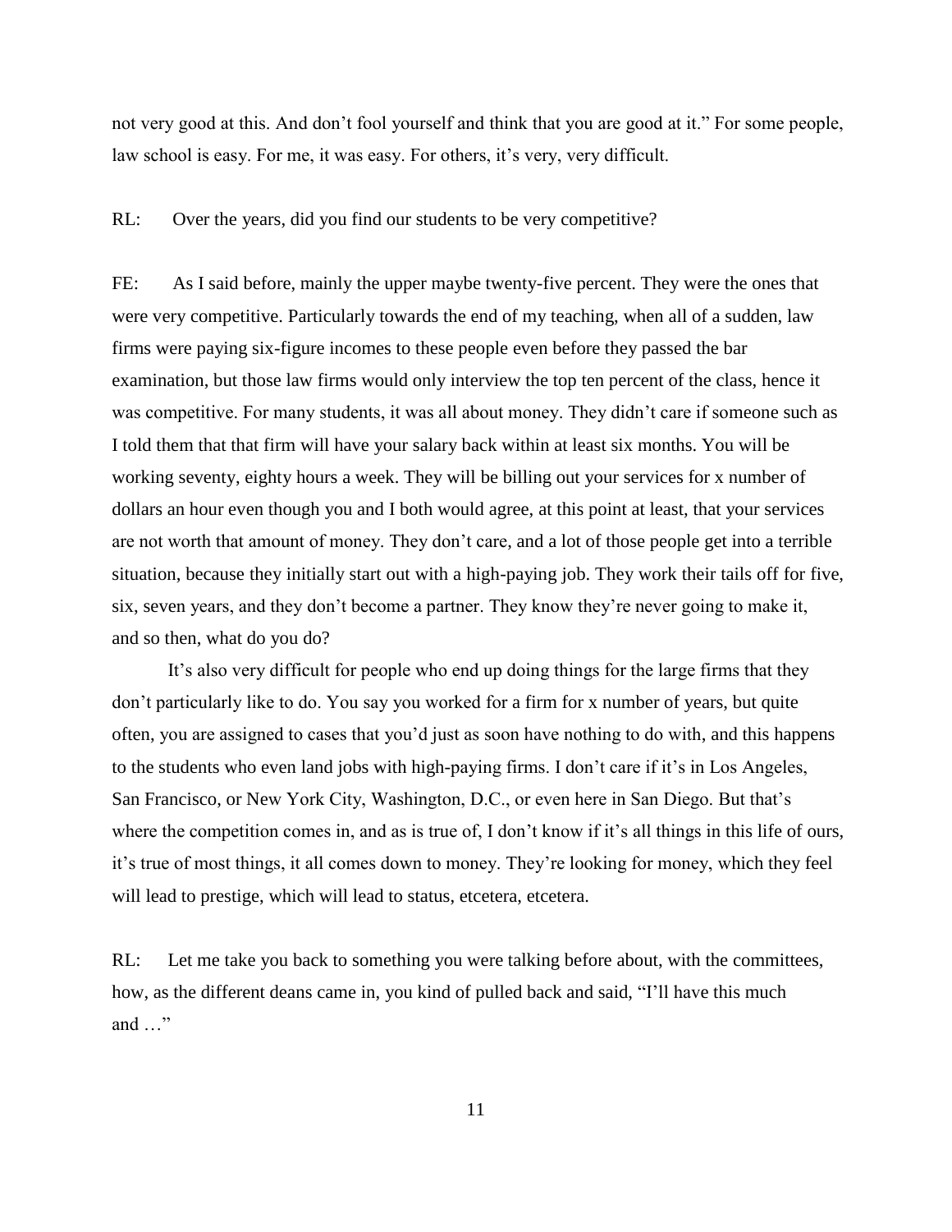not very good at this. And don't fool yourself and think that you are good at it." For some people, law school is easy. For me, it was easy. For others, it's very, very difficult.

RL: Over the years, did you find our students to be very competitive?

FE: As I said before, mainly the upper maybe twenty-five percent. They were the ones that were very competitive. Particularly towards the end of my teaching, when all of a sudden, law firms were paying six-figure incomes to these people even before they passed the bar examination, but those law firms would only interview the top ten percent of the class, hence it was competitive. For many students, it was all about money. They didn't care if someone such as I told them that that firm will have your salary back within at least six months. You will be working seventy, eighty hours a week. They will be billing out your services for x number of dollars an hour even though you and I both would agree, at this point at least, that your services are not worth that amount of money. They don't care, and a lot of those people get into a terrible situation, because they initially start out with a high-paying job. They work their tails off for five, six, seven years, and they don't become a partner. They know they're never going to make it, and so then, what do you do?

It's also very difficult for people who end up doing things for the large firms that they don't particularly like to do. You say you worked for a firm for x number of years, but quite often, you are assigned to cases that you'd just as soon have nothing to do with, and this happens to the students who even land jobs with high-paying firms. I don't care if it's in Los Angeles, San Francisco, or New York City, Washington, D.C., or even here in San Diego. But that's where the competition comes in, and as is true of, I don't know if it's all things in this life of ours, it's true of most things, it all comes down to money. They're looking for money, which they feel will lead to prestige, which will lead to status, etcetera, etcetera.

RL: Let me take you back to something you were talking before about, with the committees, how, as the different deans came in, you kind of pulled back and said, "I'll have this much and …"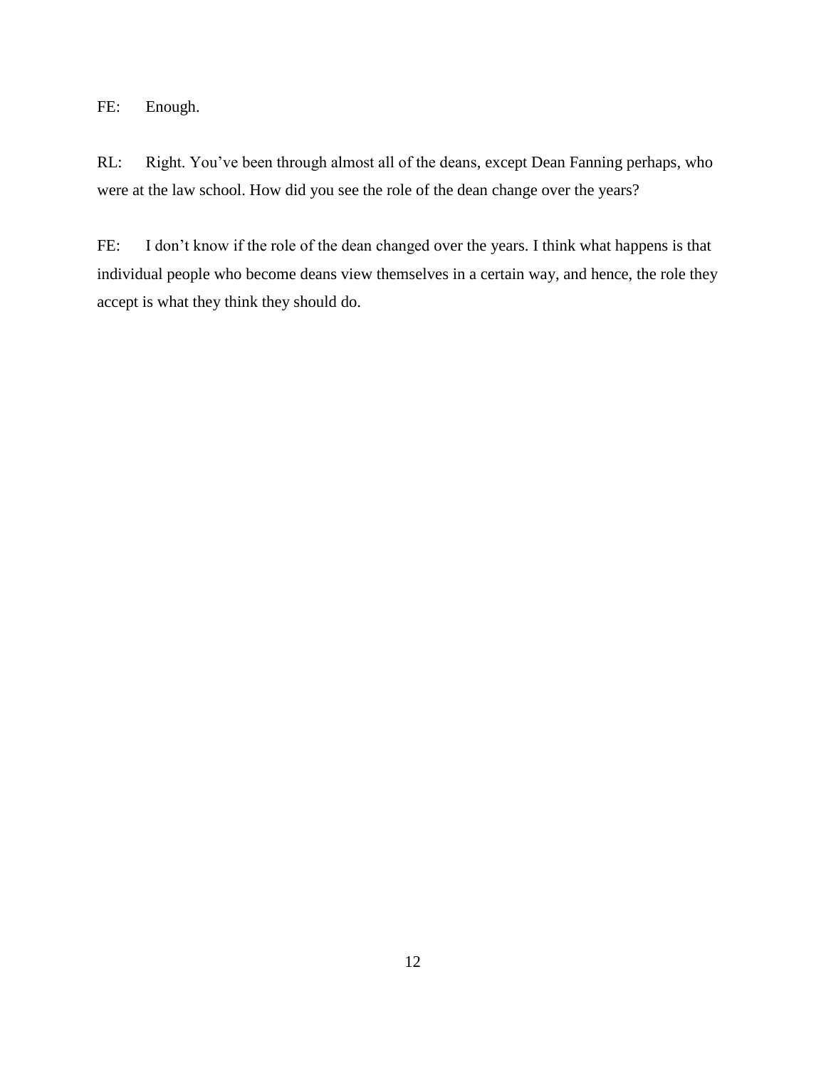FE: Enough.

RL: Right. You've been through almost all of the deans, except Dean Fanning perhaps, who were at the law school. How did you see the role of the dean change over the years?

FE: I don't know if the role of the dean changed over the years. I think what happens is that individual people who become deans view themselves in a certain way, and hence, the role they accept is what they think they should do.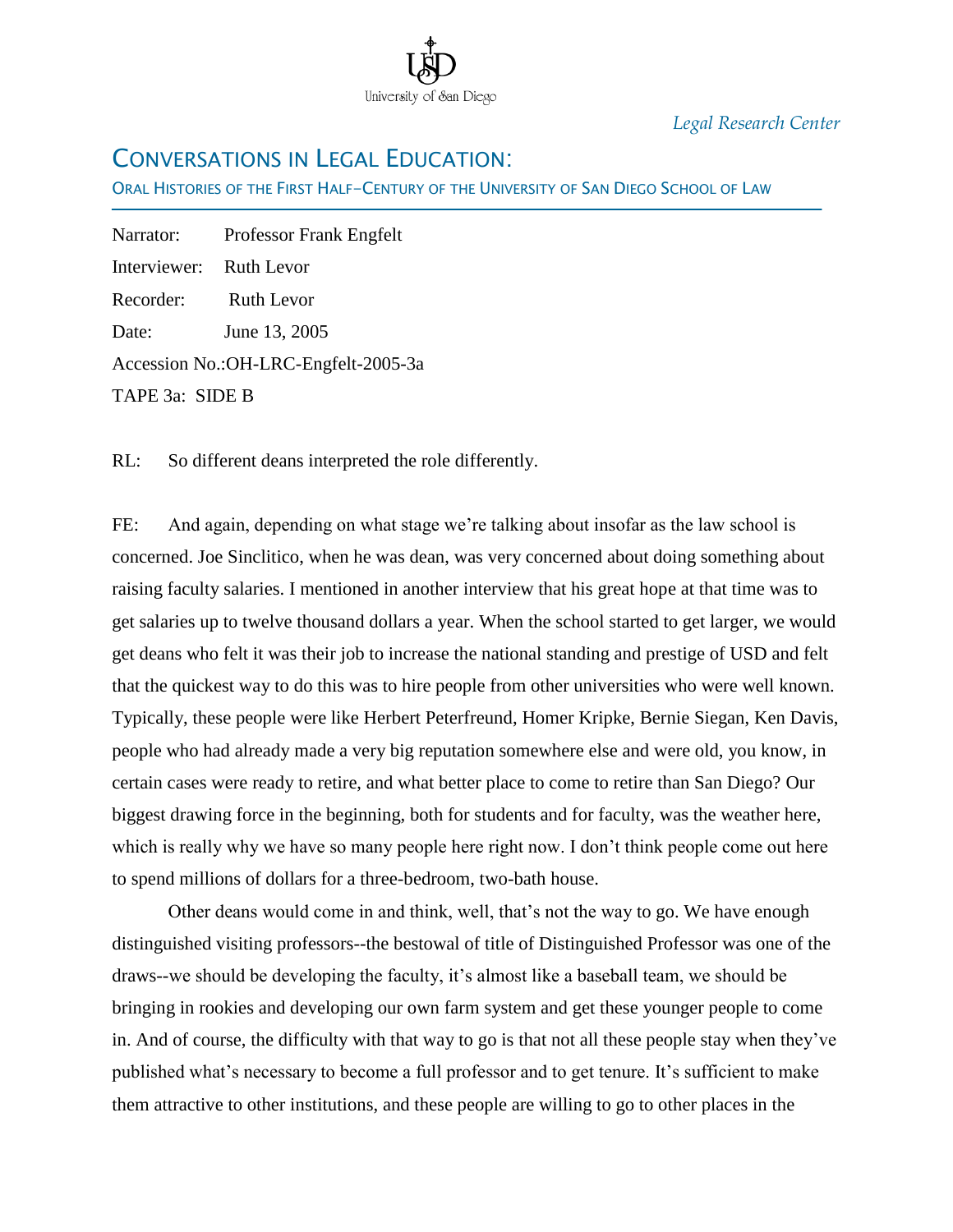*Legal Research Center*

# CONVERSATIONS IN LEGAL EDUCATION:

ORAL HISTORIES OF THE FIRST HALF–CENTURY OF THE UNIVERSITY OF SAN DIEGO SCHOOL OF LAW

Narrator: Professor Frank Engfelt

Interviewer: Ruth Levor

Recorder: Ruth Levor

Date: June 13, 2005

Accession No.:OH-LRC-Engfelt-2005-3a

TAPE 3a: SIDE B

RL: So different deans interpreted the role differently.

FE: And again, depending on what stage we're talking about insofar as the law school is concerned. Joe Sinclitico, when he was dean, was very concerned about doing something about raising faculty salaries. I mentioned in another interview that his great hope at that time was to get salaries up to twelve thousand dollars a year. When the school started to get larger, we would get deans who felt it was their job to increase the national standing and prestige of USD and felt that the quickest way to do this was to hire people from other universities who were well known. Typically, these people were like Herbert Peterfreund, Homer Kripke, Bernie Siegan, Ken Davis, people who had already made a very big reputation somewhere else and were old, you know, in certain cases were ready to retire, and what better place to come to retire than San Diego? Our biggest drawing force in the beginning, both for students and for faculty, was the weather here, which is really why we have so many people here right now. I don't think people come out here to spend millions of dollars for a three-bedroom, two-bath house.

Other deans would come in and think, well, that's not the way to go. We have enough distinguished visiting professors--the bestowal of title of Distinguished Professor was one of the draws--we should be developing the faculty, it's almost like a baseball team, we should be bringing in rookies and developing our own farm system and get these younger people to come in. And of course, the difficulty with that way to go is that not all these people stay when they've published what's necessary to become a full professor and to get tenure. It's sufficient to make them attractive to other institutions, and these people are willing to go to other places in the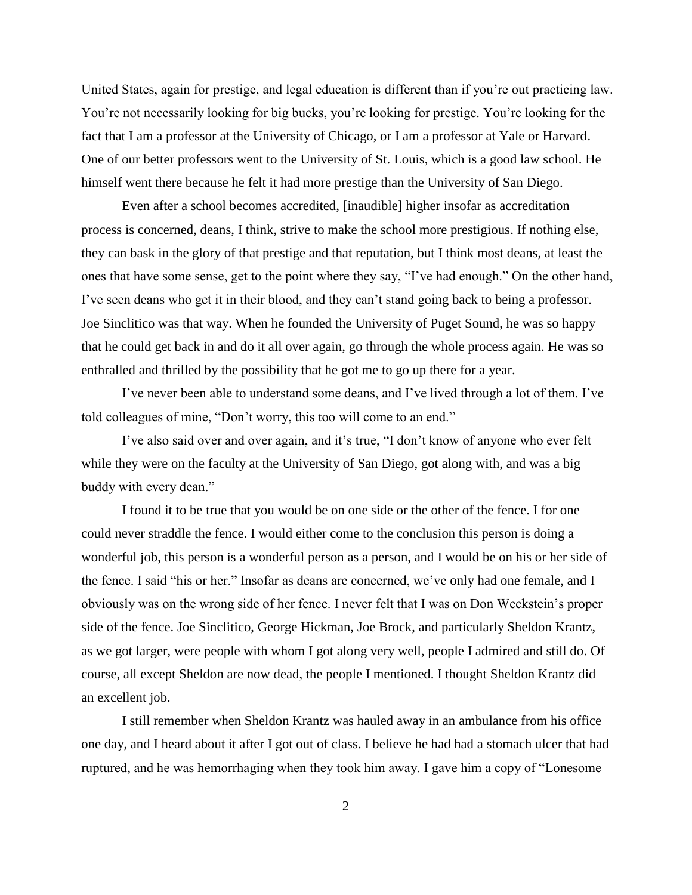United States, again for prestige, and legal education is different than if you're out practicing law. You're not necessarily looking for big bucks, you're looking for prestige. You're looking for the fact that I am a professor at the University of Chicago, or I am a professor at Yale or Harvard. One of our better professors went to the University of St. Louis, which is a good law school. He himself went there because he felt it had more prestige than the University of San Diego.

Even after a school becomes accredited, [inaudible] higher insofar as accreditation process is concerned, deans, I think, strive to make the school more prestigious. If nothing else, they can bask in the glory of that prestige and that reputation, but I think most deans, at least the ones that have some sense, get to the point where they say, "I've had enough." On the other hand, I've seen deans who get it in their blood, and they can't stand going back to being a professor. Joe Sinclitico was that way. When he founded the University of Puget Sound, he was so happy that he could get back in and do it all over again, go through the whole process again. He was so enthralled and thrilled by the possibility that he got me to go up there for a year.

I've never been able to understand some deans, and I've lived through a lot of them. I've told colleagues of mine, "Don't worry, this too will come to an end."

I've also said over and over again, and it's true, "I don't know of anyone who ever felt while they were on the faculty at the University of San Diego, got along with, and was a big buddy with every dean."

I found it to be true that you would be on one side or the other of the fence. I for one could never straddle the fence. I would either come to the conclusion this person is doing a wonderful job, this person is a wonderful person as a person, and I would be on his or her side of the fence. I said "his or her." Insofar as deans are concerned, we've only had one female, and I obviously was on the wrong side of her fence. I never felt that I was on Don Weckstein's proper side of the fence. Joe Sinclitico, George Hickman, Joe Brock, and particularly Sheldon Krantz, as we got larger, were people with whom I got along very well, people I admired and still do. Of course, all except Sheldon are now dead, the people I mentioned. I thought Sheldon Krantz did an excellent job.

I still remember when Sheldon Krantz was hauled away in an ambulance from his office one day, and I heard about it after I got out of class. I believe he had had a stomach ulcer that had ruptured, and he was hemorrhaging when they took him away. I gave him a copy of "Lonesome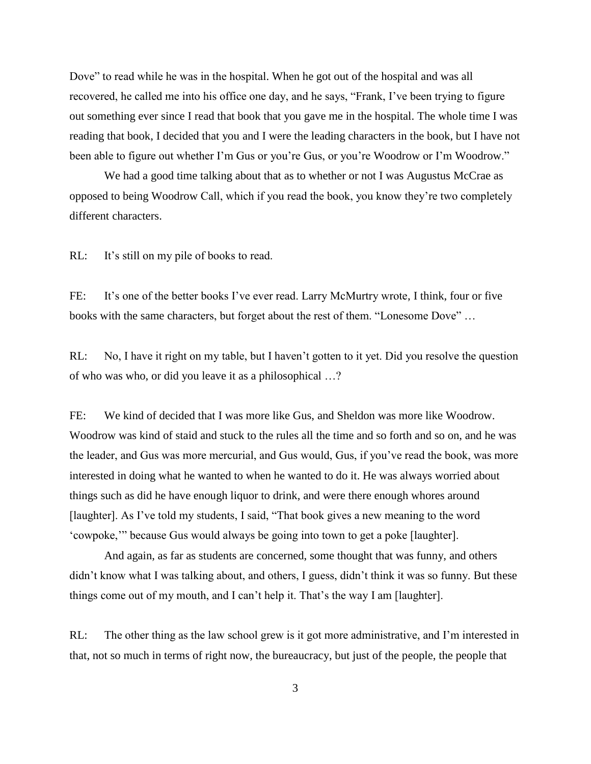Dove" to read while he was in the hospital. When he got out of the hospital and was all recovered, he called me into his office one day, and he says, "Frank, I've been trying to figure out something ever since I read that book that you gave me in the hospital. The whole time I was reading that book, I decided that you and I were the leading characters in the book, but I have not been able to figure out whether I'm Gus or you're Gus, or you're Woodrow or I'm Woodrow."

We had a good time talking about that as to whether or not I was Augustus McCrae as opposed to being Woodrow Call, which if you read the book, you know they're two completely different characters.

RL: It's still on my pile of books to read.

FE: It's one of the better books I've ever read. Larry McMurtry wrote, I think, four or five books with the same characters, but forget about the rest of them. "Lonesome Dove" …

RL: No, I have it right on my table, but I haven't gotten to it yet. Did you resolve the question of who was who, or did you leave it as a philosophical …?

FE: We kind of decided that I was more like Gus, and Sheldon was more like Woodrow. Woodrow was kind of staid and stuck to the rules all the time and so forth and so on, and he was the leader, and Gus was more mercurial, and Gus would, Gus, if you've read the book, was more interested in doing what he wanted to when he wanted to do it. He was always worried about things such as did he have enough liquor to drink, and were there enough whores around [laughter]. As I've told my students, I said, "That book gives a new meaning to the word 'cowpoke,'" because Gus would always be going into town to get a poke [laughter].

And again, as far as students are concerned, some thought that was funny, and others didn't know what I was talking about, and others, I guess, didn't think it was so funny. But these things come out of my mouth, and I can't help it. That's the way I am [laughter].

RL: The other thing as the law school grew is it got more administrative, and I'm interested in that, not so much in terms of right now, the bureaucracy, but just of the people, the people that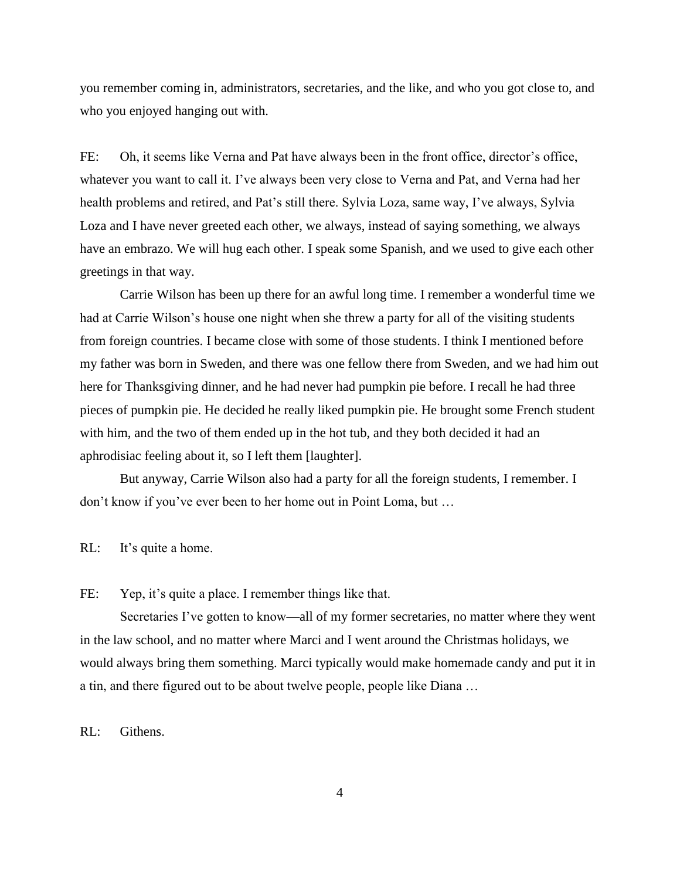you remember coming in, administrators, secretaries, and the like, and who you got close to, and who you enjoyed hanging out with.

FE: Oh, it seems like Verna and Pat have always been in the front office, director's office, whatever you want to call it. I've always been very close to Verna and Pat, and Verna had her health problems and retired, and Pat's still there. Sylvia Loza, same way, I've always, Sylvia Loza and I have never greeted each other, we always, instead of saying something, we always have an embrazo. We will hug each other. I speak some Spanish, and we used to give each other greetings in that way.

Carrie Wilson has been up there for an awful long time. I remember a wonderful time we had at Carrie Wilson's house one night when she threw a party for all of the visiting students from foreign countries. I became close with some of those students. I think I mentioned before my father was born in Sweden, and there was one fellow there from Sweden, and we had him out here for Thanksgiving dinner, and he had never had pumpkin pie before. I recall he had three pieces of pumpkin pie. He decided he really liked pumpkin pie. He brought some French student with him, and the two of them ended up in the hot tub, and they both decided it had an aphrodisiac feeling about it, so I left them [laughter].

But anyway, Carrie Wilson also had a party for all the foreign students, I remember. I don't know if you've ever been to her home out in Point Loma, but …

RL: It's quite a home.

FE: Yep, it's quite a place. I remember things like that.

Secretaries I've gotten to know—all of my former secretaries, no matter where they went in the law school, and no matter where Marci and I went around the Christmas holidays, we would always bring them something. Marci typically would make homemade candy and put it in a tin, and there figured out to be about twelve people, people like Diana …

RL: Githens.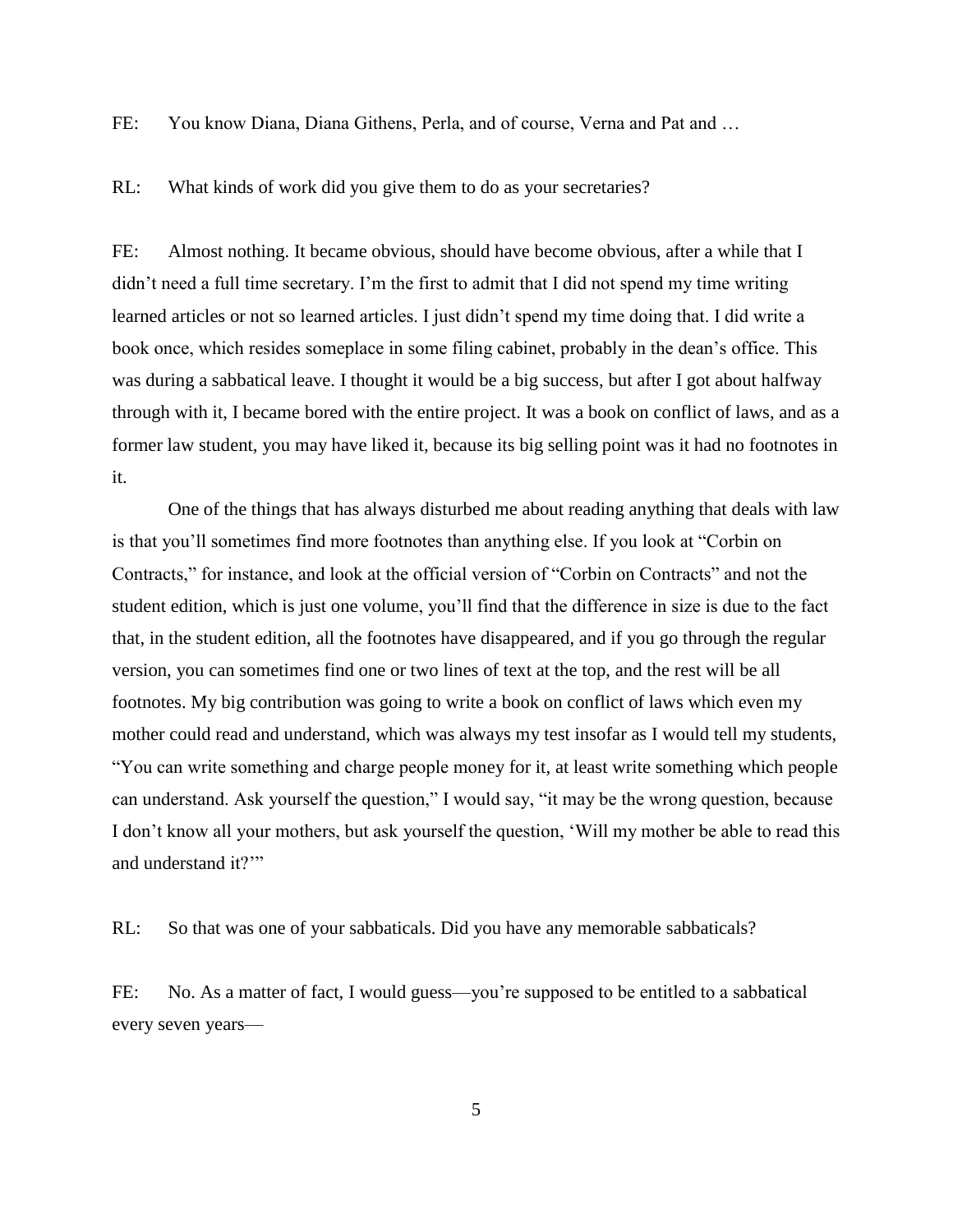FE: You know Diana, Diana Githens, Perla, and of course, Verna and Pat and …

RL: What kinds of work did you give them to do as your secretaries?

FE: Almost nothing. It became obvious, should have become obvious, after a while that I didn't need a full time secretary. I'm the first to admit that I did not spend my time writing learned articles or not so learned articles. I just didn't spend my time doing that. I did write a book once, which resides someplace in some filing cabinet, probably in the dean's office. This was during a sabbatical leave. I thought it would be a big success, but after I got about halfway through with it, I became bored with the entire project. It was a book on conflict of laws, and as a former law student, you may have liked it, because its big selling point was it had no footnotes in it.

One of the things that has always disturbed me about reading anything that deals with law is that you'll sometimes find more footnotes than anything else. If you look at "Corbin on Contracts," for instance, and look at the official version of "Corbin on Contracts" and not the student edition, which is just one volume, you'll find that the difference in size is due to the fact that, in the student edition, all the footnotes have disappeared, and if you go through the regular version, you can sometimes find one or two lines of text at the top, and the rest will be all footnotes. My big contribution was going to write a book on conflict of laws which even my mother could read and understand, which was always my test insofar as I would tell my students, "You can write something and charge people money for it, at least write something which people can understand. Ask yourself the question," I would say, "it may be the wrong question, because I don't know all your mothers, but ask yourself the question, 'Will my mother be able to read this and understand it?'"

RL: So that was one of your sabbaticals. Did you have any memorable sabbaticals?

FE: No. As a matter of fact, I would guess—you're supposed to be entitled to a sabbatical every seven years—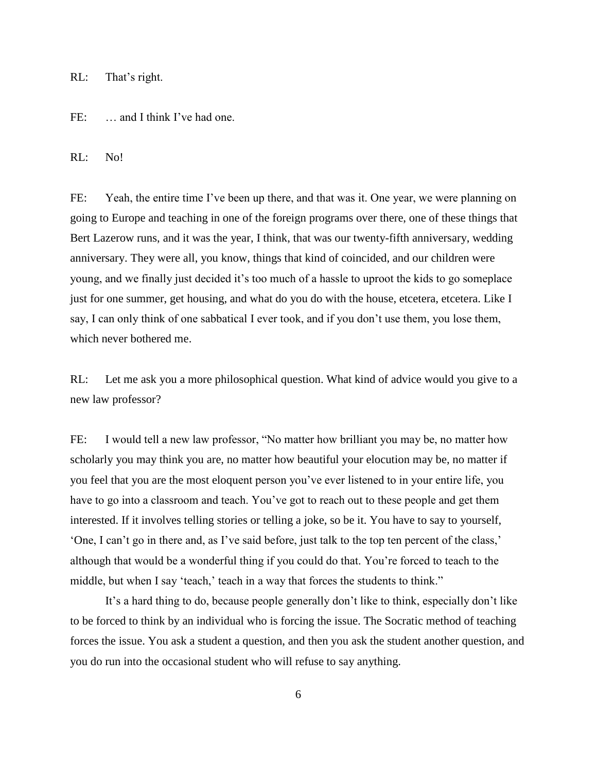RL: That's right.

FE: … and I think I've had one.

RL: No!

FE: Yeah, the entire time I've been up there, and that was it. One year, we were planning on going to Europe and teaching in one of the foreign programs over there, one of these things that Bert Lazerow runs, and it was the year, I think, that was our twenty-fifth anniversary, wedding anniversary. They were all, you know, things that kind of coincided, and our children were young, and we finally just decided it's too much of a hassle to uproot the kids to go someplace just for one summer, get housing, and what do you do with the house, etcetera, etcetera. Like I say, I can only think of one sabbatical I ever took, and if you don't use them, you lose them, which never bothered me.

RL: Let me ask you a more philosophical question. What kind of advice would you give to a new law professor?

FE: I would tell a new law professor, "No matter how brilliant you may be, no matter how scholarly you may think you are, no matter how beautiful your elocution may be, no matter if you feel that you are the most eloquent person you've ever listened to in your entire life, you have to go into a classroom and teach. You've got to reach out to these people and get them interested. If it involves telling stories or telling a joke, so be it. You have to say to yourself, 'One, I can't go in there and, as I've said before, just talk to the top ten percent of the class,' although that would be a wonderful thing if you could do that. You're forced to teach to the middle, but when I say 'teach,' teach in a way that forces the students to think."

It's a hard thing to do, because people generally don't like to think, especially don't like to be forced to think by an individual who is forcing the issue. The Socratic method of teaching forces the issue. You ask a student a question, and then you ask the student another question, and you do run into the occasional student who will refuse to say anything.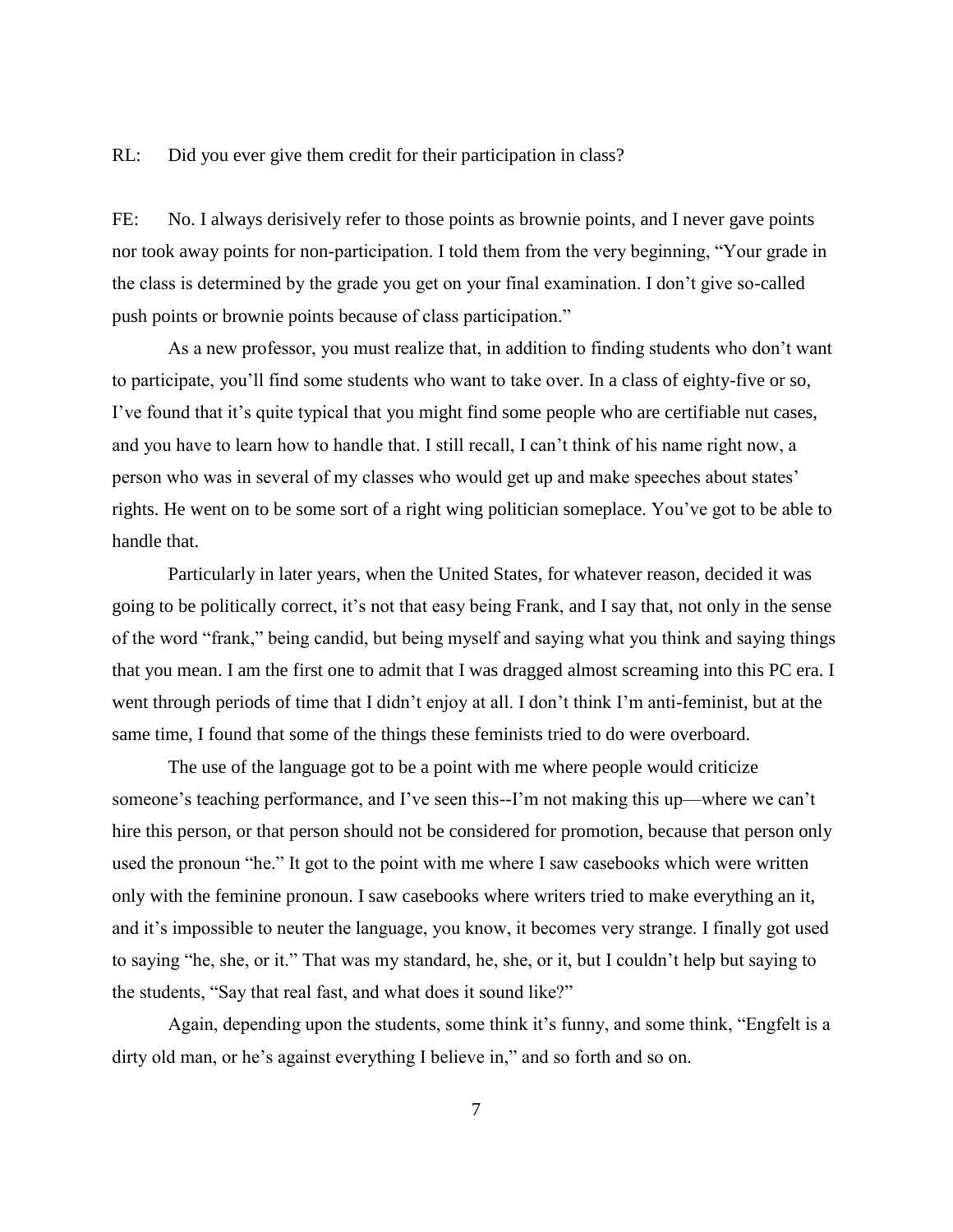RL: Did you ever give them credit for their participation in class?

FE: No. I always derisively refer to those points as brownie points, and I never gave points nor took away points for non-participation. I told them from the very beginning, "Your grade in the class is determined by the grade you get on your final examination. I don't give so-called push points or brownie points because of class participation."

As a new professor, you must realize that, in addition to finding students who don't want to participate, you'll find some students who want to take over. In a class of eighty-five or so, I've found that it's quite typical that you might find some people who are certifiable nut cases, and you have to learn how to handle that. I still recall, I can't think of his name right now, a person who was in several of my classes who would get up and make speeches about states' rights. He went on to be some sort of a right wing politician someplace. You've got to be able to handle that.

Particularly in later years, when the United States, for whatever reason, decided it was going to be politically correct, it's not that easy being Frank, and I say that, not only in the sense of the word "frank," being candid, but being myself and saying what you think and saying things that you mean. I am the first one to admit that I was dragged almost screaming into this PC era. I went through periods of time that I didn't enjoy at all. I don't think I'm anti-feminist, but at the same time, I found that some of the things these feminists tried to do were overboard.

The use of the language got to be a point with me where people would criticize someone's teaching performance, and I've seen this--I'm not making this up—where we can't hire this person, or that person should not be considered for promotion, because that person only used the pronoun "he." It got to the point with me where I saw casebooks which were written only with the feminine pronoun. I saw casebooks where writers tried to make everything an it, and it's impossible to neuter the language, you know, it becomes very strange. I finally got used to saying "he, she, or it." That was my standard, he, she, or it, but I couldn't help but saying to the students, "Say that real fast, and what does it sound like?"

Again, depending upon the students, some think it's funny, and some think, "Engfelt is a dirty old man, or he's against everything I believe in," and so forth and so on.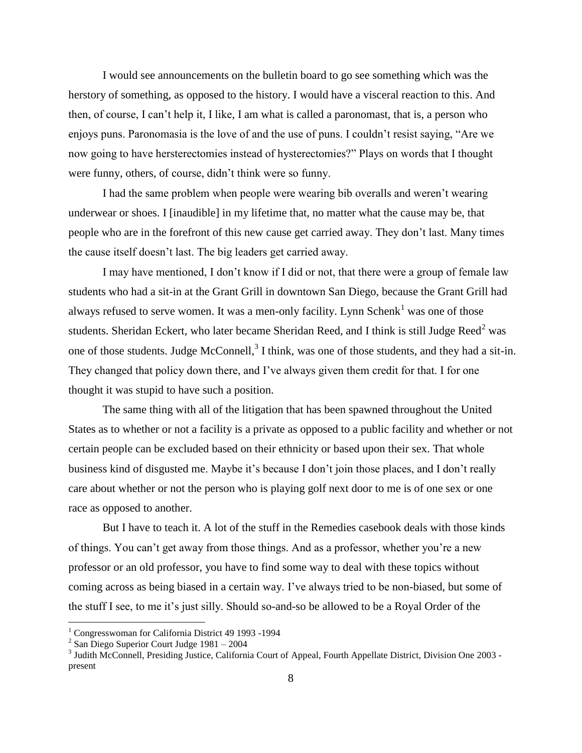I would see announcements on the bulletin board to go see something which was the herstory of something, as opposed to the history. I would have a visceral reaction to this. And then, of course, I can't help it, I like, I am what is called a paronomast, that is, a person who enjoys puns. Paronomasia is the love of and the use of puns. I couldn't resist saying, "Are we now going to have hersterectomies instead of hysterectomies?" Plays on words that I thought were funny, others, of course, didn't think were so funny.

I had the same problem when people were wearing bib overalls and weren't wearing underwear or shoes. I [inaudible] in my lifetime that, no matter what the cause may be, that people who are in the forefront of this new cause get carried away. They don't last. Many times the cause itself doesn't last. The big leaders get carried away.

I may have mentioned, I don't know if I did or not, that there were a group of female law students who had a sit-in at the Grant Grill in downtown San Diego, because the Grant Grill had always refused to serve women. It was a men-only facility. Lynn Schenk[1] was one of those students. Sheridan Eckert, who later became Sheridan Reed, and I think is still Judge Reed[2] was one of those students. Judge McConnell,[3] I think, was one of those students, and they had a sit-in. They changed that policy down there, and I've always given them credit for that. I for one thought it was stupid to have such a position.

The same thing with all of the litigation that has been spawned throughout the United States as to whether or not a facility is a private as opposed to a public facility and whether or not certain people can be excluded based on their ethnicity or based upon their sex. That whole business kind of disgusted me. Maybe it's because I don't join those places, and I don't really care about whether or not the person who is playing golf next door to me is of one sex or one race as opposed to another.

But I have to teach it. A lot of the stuff in the Remedies casebook deals with those kinds of things. You can't get away from those things. And as a professor, whether you're a new professor or an old professor, you have to find some way to deal with these topics without coming across as being biased in a certain way. I've always tried to be non-biased, but some of the stuff I see, to me it's just silly. Should so-and-so be allowed to be a Royal Order of the

---

[1] Congresswoman for California District 49 1993 -1994

[2] San Diego Superior Court Judge 1981 – 2004

[3] Judith McConnell, Presiding Justice, California Court of Appeal, Fourth Appellate District, Division One 2003 - present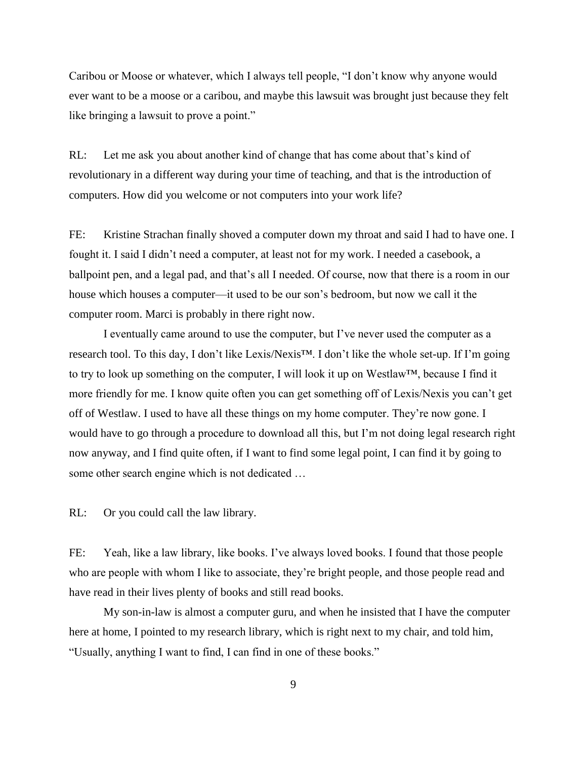Caribou or Moose or whatever, which I always tell people, "I don't know why anyone would ever want to be a moose or a caribou, and maybe this lawsuit was brought just because they felt like bringing a lawsuit to prove a point."

RL: Let me ask you about another kind of change that has come about that's kind of revolutionary in a different way during your time of teaching, and that is the introduction of computers. How did you welcome or not computers into your work life?

FE: Kristine Strachan finally shoved a computer down my throat and said I had to have one. I fought it. I said I didn't need a computer, at least not for my work. I needed a casebook, a ballpoint pen, and a legal pad, and that's all I needed. Of course, now that there is a room in our house which houses a computer—it used to be our son's bedroom, but now we call it the computer room. Marci is probably in there right now.

I eventually came around to use the computer, but I've never used the computer as a research tool. To this day, I don't like Lexis/Nexis™. I don't like the whole set-up. If I'm going to try to look up something on the computer, I will look it up on Westlaw™, because I find it more friendly for me. I know quite often you can get something off of Lexis/Nexis you can't get off of Westlaw. I used to have all these things on my home computer. They're now gone. I would have to go through a procedure to download all this, but I'm not doing legal research right now anyway, and I find quite often, if I want to find some legal point, I can find it by going to some other search engine which is not dedicated …

RL: Or you could call the law library.

FE: Yeah, like a law library, like books. I've always loved books. I found that those people who are people with whom I like to associate, they're bright people, and those people read and have read in their lives plenty of books and still read books.

My son-in-law is almost a computer guru, and when he insisted that I have the computer here at home, I pointed to my research library, which is right next to my chair, and told him, "Usually, anything I want to find, I can find in one of these books."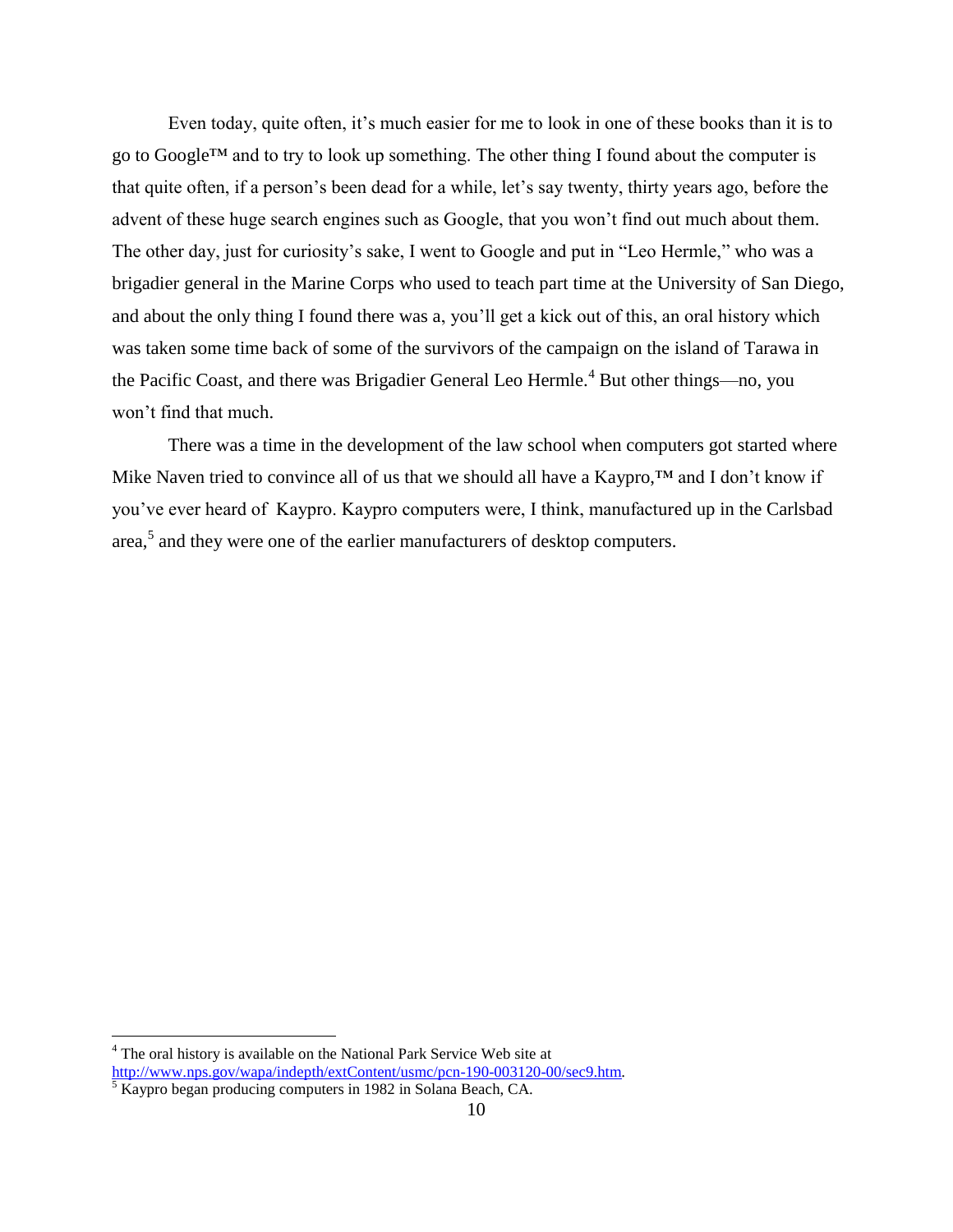Even today, quite often, it's much easier for me to look in one of these books than it is to go to Google™ and to try to look up something. The other thing I found about the computer is that quite often, if a person's been dead for a while, let's say twenty, thirty years ago, before the advent of these huge search engines such as Google, that you won't find out much about them. The other day, just for curiosity's sake, I went to Google and put in "Leo Hermle," who was a brigadier general in the Marine Corps who used to teach part time at the University of San Diego, and about the only thing I found there was a, you'll get a kick out of this, an oral history which was taken some time back of some of the survivors of the campaign on the island of Tarawa in the Pacific Coast, and there was Brigadier General Leo Hermle.[4] But other things—no, you won't find that much.

There was a time in the development of the law school when computers got started where Mike Naven tried to convince all of us that we should all have a Kaypro,™ and I don't know if you've ever heard of Kaypro. Kaypro computers were, I think, manufactured up in the Carlsbad area,[5] and they were one of the earlier manufacturers of desktop computers.

---

[4] The oral history is available on the National Park Service Web site at http://www.nps.gov/wapa/indepth/extContent/usmc/pcn-190-003120-00/sec9.htm.

[5] Kaypro began producing computers in 1982 in Solana Beach, CA.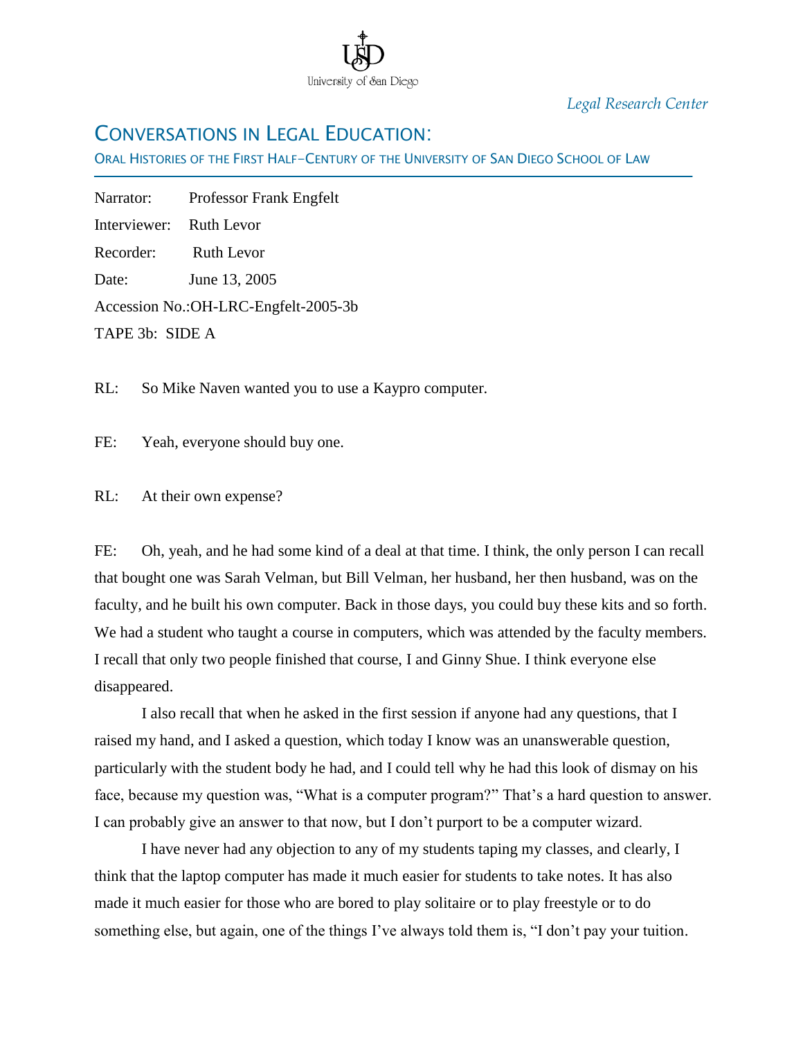*Legal Research Center*

## CONVERSATIONS IN LEGAL EDUCATION:

ORAL HISTORIES OF THE FIRST HALF–CENTURY OF THE UNIVERSITY OF SAN DIEGO SCHOOL OF LAW

Narrator: Professor Frank Engfelt

Interviewer: Ruth Levor

Recorder: Ruth Levor

Date: June 13, 2005

Accession No.:OH-LRC-Engfelt-2005-3b

TAPE 3b: SIDE A

RL: So Mike Naven wanted you to use a Kaypro computer.

FE: Yeah, everyone should buy one.

RL: At their own expense?

FE: Oh, yeah, and he had some kind of a deal at that time. I think, the only person I can recall that bought one was Sarah Velman, but Bill Velman, her husband, her then husband, was on the faculty, and he built his own computer. Back in those days, you could buy these kits and so forth. We had a student who taught a course in computers, which was attended by the faculty members. I recall that only two people finished that course, I and Ginny Shue. I think everyone else disappeared.

I also recall that when he asked in the first session if anyone had any questions, that I raised my hand, and I asked a question, which today I know was an unanswerable question, particularly with the student body he had, and I could tell why he had this look of dismay on his face, because my question was, "What is a computer program?" That's a hard question to answer. I can probably give an answer to that now, but I don't purport to be a computer wizard.

I have never had any objection to any of my students taping my classes, and clearly, I think that the laptop computer has made it much easier for students to take notes. It has also made it much easier for those who are bored to play solitaire or to play freestyle or to do something else, but again, one of the things I've always told them is, "I don't pay your tuition.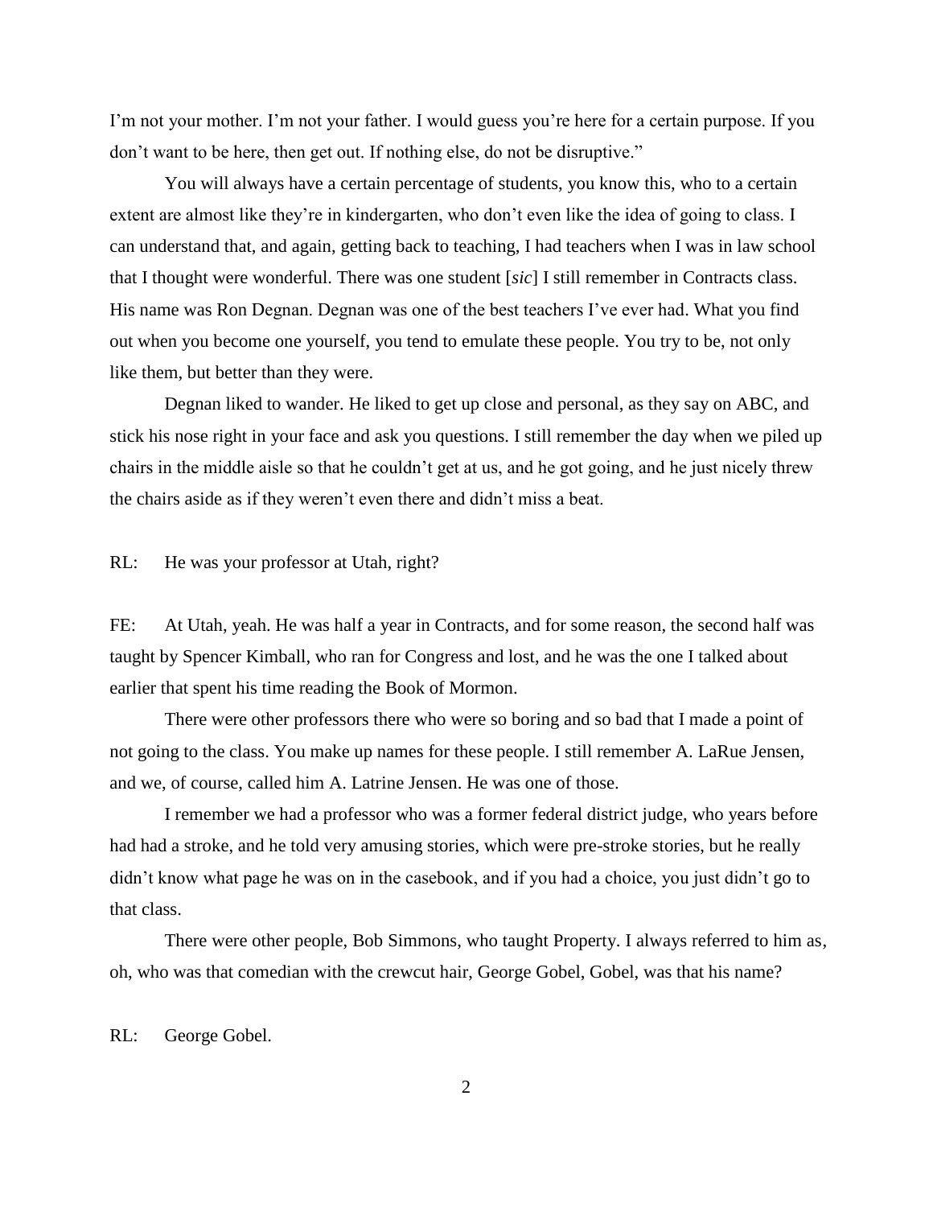I'm not your mother. I'm not your father. I would guess you're here for a certain purpose. If you don't want to be here, then get out. If nothing else, do not be disruptive."

You will always have a certain percentage of students, you know this, who to a certain extent are almost like they're in kindergarten, who don't even like the idea of going to class. I can understand that, and again, getting back to teaching, I had teachers when I was in law school that I thought were wonderful. There was one student [*sic*] I still remember in Contracts class. His name was Ron Degnan. Degnan was one of the best teachers I've ever had. What you find out when you become one yourself, you tend to emulate these people. You try to be, not only like them, but better than they were.

Degnan liked to wander. He liked to get up close and personal, as they say on ABC, and stick his nose right in your face and ask you questions. I still remember the day when we piled up chairs in the middle aisle so that he couldn't get at us, and he got going, and he just nicely threw the chairs aside as if they weren't even there and didn't miss a beat.

RL: He was your professor at Utah, right?

FE: At Utah, yeah. He was half a year in Contracts, and for some reason, the second half was taught by Spencer Kimball, who ran for Congress and lost, and he was the one I talked about earlier that spent his time reading the Book of Mormon.

There were other professors there who were so boring and so bad that I made a point of not going to the class. You make up names for these people. I still remember A. LaRue Jensen, and we, of course, called him A. Latrine Jensen. He was one of those.

I remember we had a professor who was a former federal district judge, who years before had had a stroke, and he told very amusing stories, which were pre-stroke stories, but he really didn't know what page he was on in the casebook, and if you had a choice, you just didn't go to that class.

There were other people, Bob Simmons, who taught Property. I always referred to him as, oh, who was that comedian with the crewcut hair, George Gobel, Gobel, was that his name?

RL: George Gobel.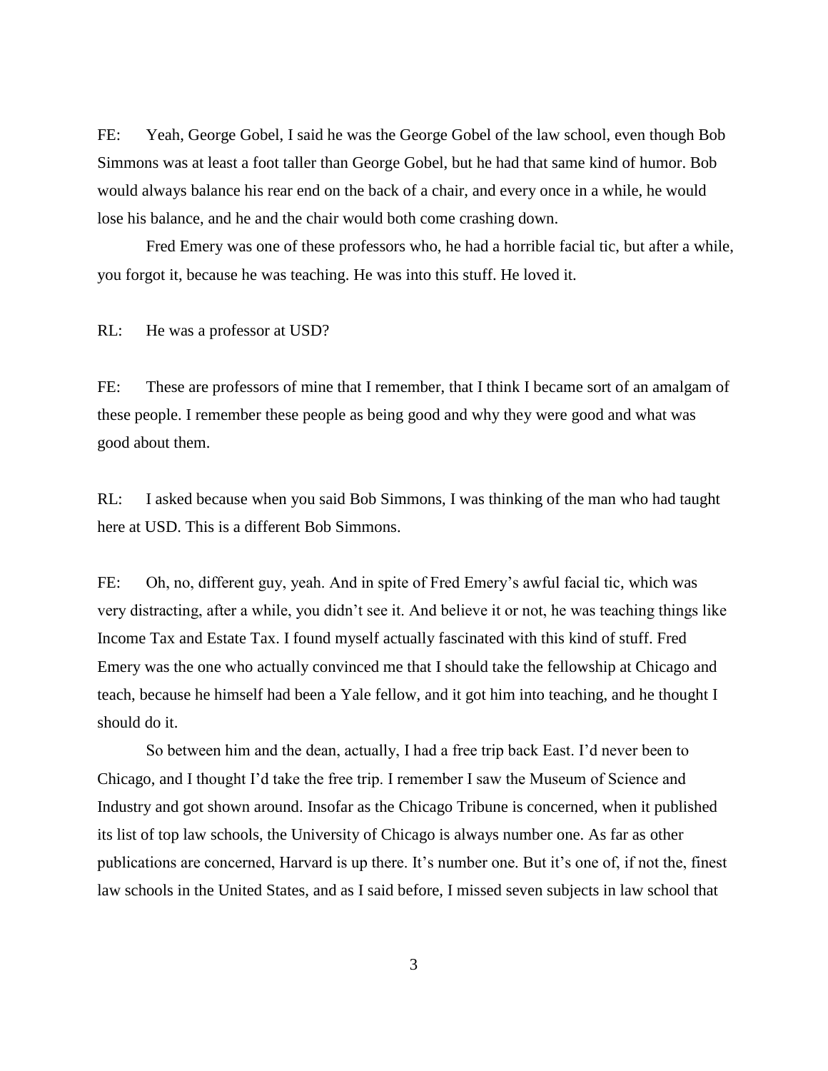FE: Yeah, George Gobel, I said he was the George Gobel of the law school, even though Bob Simmons was at least a foot taller than George Gobel, but he had that same kind of humor. Bob would always balance his rear end on the back of a chair, and every once in a while, he would lose his balance, and he and the chair would both come crashing down.

Fred Emery was one of these professors who, he had a horrible facial tic, but after a while, you forgot it, because he was teaching. He was into this stuff. He loved it.

RL: He was a professor at USD?

FE: These are professors of mine that I remember, that I think I became sort of an amalgam of these people. I remember these people as being good and why they were good and what was good about them.

RL: I asked because when you said Bob Simmons, I was thinking of the man who had taught here at USD. This is a different Bob Simmons.

FE: Oh, no, different guy, yeah. And in spite of Fred Emery's awful facial tic, which was very distracting, after a while, you didn't see it. And believe it or not, he was teaching things like Income Tax and Estate Tax. I found myself actually fascinated with this kind of stuff. Fred Emery was the one who actually convinced me that I should take the fellowship at Chicago and teach, because he himself had been a Yale fellow, and it got him into teaching, and he thought I should do it.

So between him and the dean, actually, I had a free trip back East. I'd never been to Chicago, and I thought I'd take the free trip. I remember I saw the Museum of Science and Industry and got shown around. Insofar as the Chicago Tribune is concerned, when it published its list of top law schools, the University of Chicago is always number one. As far as other publications are concerned, Harvard is up there. It's number one. But it's one of, if not the, finest law schools in the United States, and as I said before, I missed seven subjects in law school that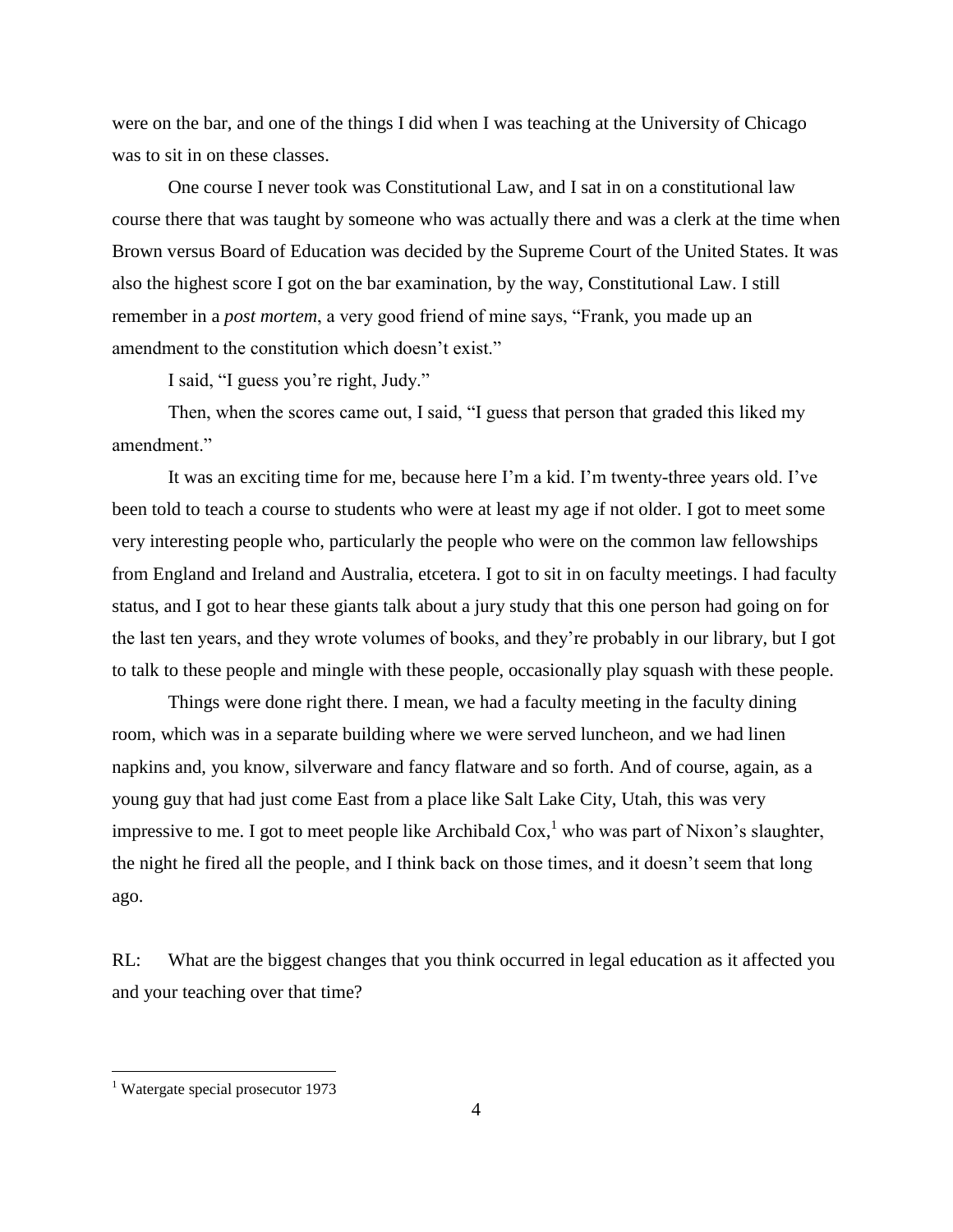were on the bar, and one of the things I did when I was teaching at the University of Chicago was to sit in on these classes.

One course I never took was Constitutional Law, and I sat in on a constitutional law course there that was taught by someone who was actually there and was a clerk at the time when Brown versus Board of Education was decided by the Supreme Court of the United States. It was also the highest score I got on the bar examination, by the way, Constitutional Law. I still remember in a *post mortem*, a very good friend of mine says, "Frank, you made up an amendment to the constitution which doesn't exist."

I said, "I guess you're right, Judy."

Then, when the scores came out, I said, "I guess that person that graded this liked my amendment."

It was an exciting time for me, because here I'm a kid. I'm twenty-three years old. I've been told to teach a course to students who were at least my age if not older. I got to meet some very interesting people who, particularly the people who were on the common law fellowships from England and Ireland and Australia, etcetera. I got to sit in on faculty meetings. I had faculty status, and I got to hear these giants talk about a jury study that this one person had going on for the last ten years, and they wrote volumes of books, and they're probably in our library, but I got to talk to these people and mingle with these people, occasionally play squash with these people.

Things were done right there. I mean, we had a faculty meeting in the faculty dining room, which was in a separate building where we were served luncheon, and we had linen napkins and, you know, silverware and fancy flatware and so forth. And of course, again, as a young guy that had just come East from a place like Salt Lake City, Utah, this was very impressive to me. I got to meet people like Archibald Cox,[1] who was part of Nixon's slaughter, the night he fired all the people, and I think back on those times, and it doesn't seem that long ago.

RL: What are the biggest changes that you think occurred in legal education as it affected you and your teaching over that time?

[1] Watergate special prosecutor 1973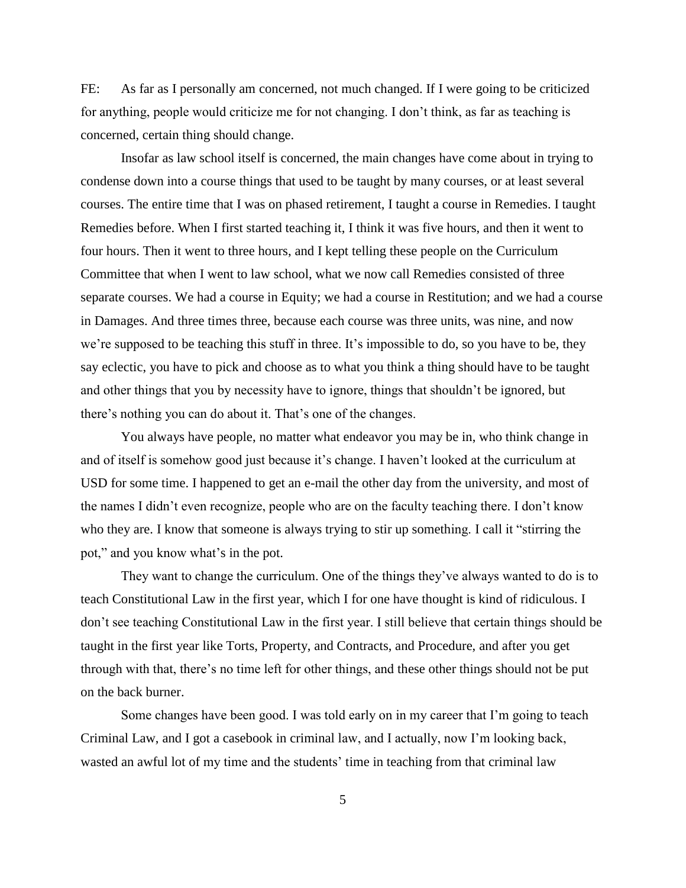FE: As far as I personally am concerned, not much changed. If I were going to be criticized for anything, people would criticize me for not changing. I don't think, as far as teaching is concerned, certain thing should change.

Insofar as law school itself is concerned, the main changes have come about in trying to condense down into a course things that used to be taught by many courses, or at least several courses. The entire time that I was on phased retirement, I taught a course in Remedies. I taught Remedies before. When I first started teaching it, I think it was five hours, and then it went to four hours. Then it went to three hours, and I kept telling these people on the Curriculum Committee that when I went to law school, what we now call Remedies consisted of three separate courses. We had a course in Equity; we had a course in Restitution; and we had a course in Damages. And three times three, because each course was three units, was nine, and now we're supposed to be teaching this stuff in three. It's impossible to do, so you have to be, they say eclectic, you have to pick and choose as to what you think a thing should have to be taught and other things that you by necessity have to ignore, things that shouldn't be ignored, but there's nothing you can do about it. That's one of the changes.

You always have people, no matter what endeavor you may be in, who think change in and of itself is somehow good just because it's change. I haven't looked at the curriculum at USD for some time. I happened to get an e-mail the other day from the university, and most of the names I didn't even recognize, people who are on the faculty teaching there. I don't know who they are. I know that someone is always trying to stir up something. I call it "stirring the pot," and you know what's in the pot.

They want to change the curriculum. One of the things they've always wanted to do is to teach Constitutional Law in the first year, which I for one have thought is kind of ridiculous. I don't see teaching Constitutional Law in the first year. I still believe that certain things should be taught in the first year like Torts, Property, and Contracts, and Procedure, and after you get through with that, there's no time left for other things, and these other things should not be put on the back burner.

Some changes have been good. I was told early on in my career that I'm going to teach Criminal Law, and I got a casebook in criminal law, and I actually, now I'm looking back, wasted an awful lot of my time and the students' time in teaching from that criminal law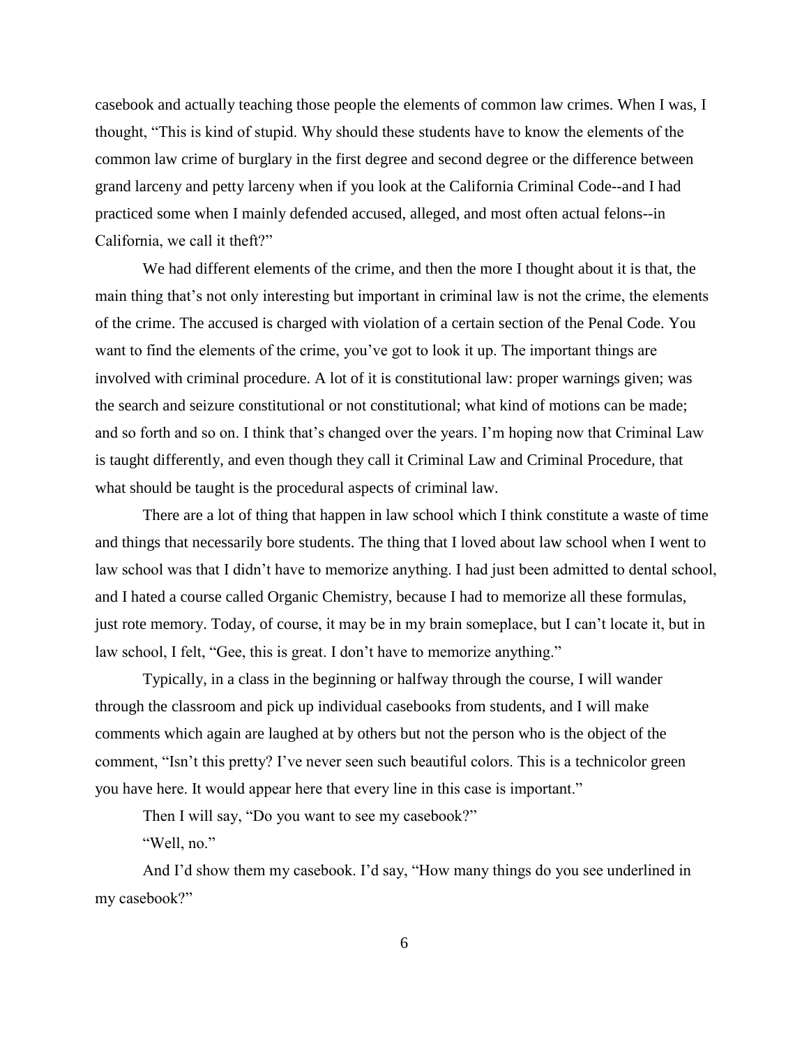casebook and actually teaching those people the elements of common law crimes. When I was, I thought, "This is kind of stupid. Why should these students have to know the elements of the common law crime of burglary in the first degree and second degree or the difference between grand larceny and petty larceny when if you look at the California Criminal Code--and I had practiced some when I mainly defended accused, alleged, and most often actual felons--in California, we call it theft?"

We had different elements of the crime, and then the more I thought about it is that, the main thing that's not only interesting but important in criminal law is not the crime, the elements of the crime. The accused is charged with violation of a certain section of the Penal Code. You want to find the elements of the crime, you've got to look it up. The important things are involved with criminal procedure. A lot of it is constitutional law: proper warnings given; was the search and seizure constitutional or not constitutional; what kind of motions can be made; and so forth and so on. I think that's changed over the years. I'm hoping now that Criminal Law is taught differently, and even though they call it Criminal Law and Criminal Procedure, that what should be taught is the procedural aspects of criminal law.

There are a lot of thing that happen in law school which I think constitute a waste of time and things that necessarily bore students. The thing that I loved about law school when I went to law school was that I didn't have to memorize anything. I had just been admitted to dental school, and I hated a course called Organic Chemistry, because I had to memorize all these formulas, just rote memory. Today, of course, it may be in my brain someplace, but I can't locate it, but in law school, I felt, "Gee, this is great. I don't have to memorize anything."

Typically, in a class in the beginning or halfway through the course, I will wander through the classroom and pick up individual casebooks from students, and I will make comments which again are laughed at by others but not the person who is the object of the comment, "Isn't this pretty? I've never seen such beautiful colors. This is a technicolor green you have here. It would appear here that every line in this case is important."

Then I will say, "Do you want to see my casebook?"

"Well, no."

And I'd show them my casebook. I'd say, "How many things do you see underlined in my casebook?"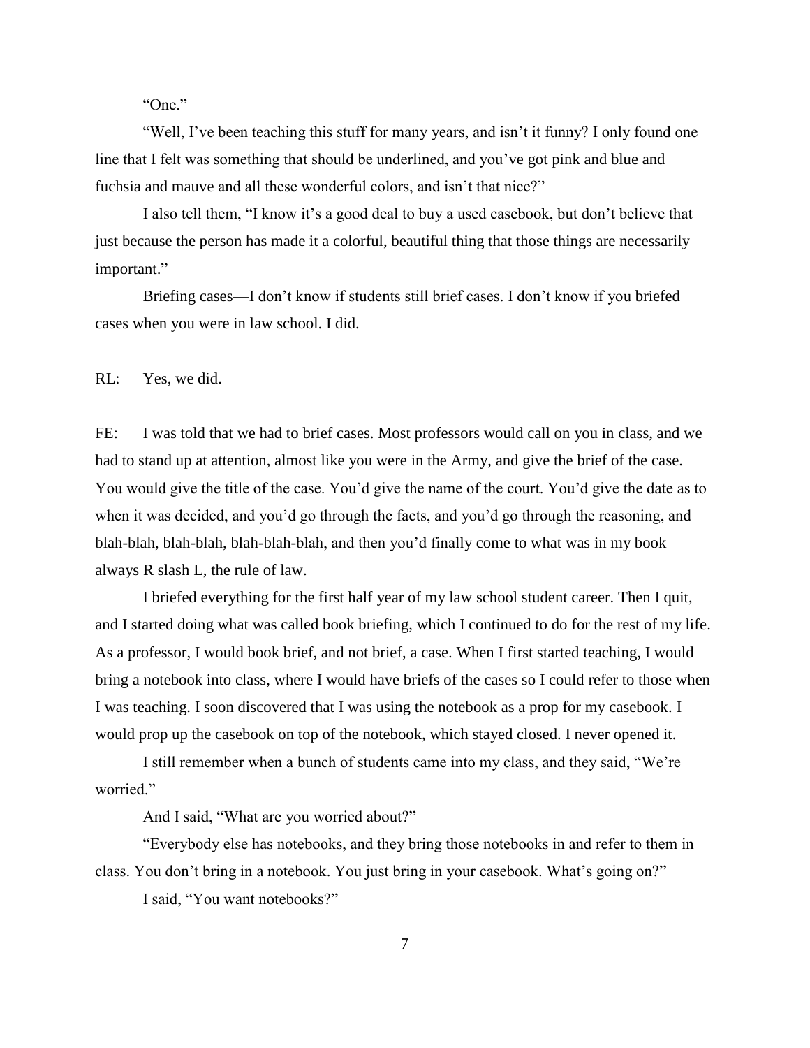"One."

"Well, I've been teaching this stuff for many years, and isn't it funny? I only found one line that I felt was something that should be underlined, and you've got pink and blue and fuchsia and mauve and all these wonderful colors, and isn't that nice?"

I also tell them, "I know it's a good deal to buy a used casebook, but don't believe that just because the person has made it a colorful, beautiful thing that those things are necessarily important."

Briefing cases—I don't know if students still brief cases. I don't know if you briefed cases when you were in law school. I did.

RL: Yes, we did.

FE: I was told that we had to brief cases. Most professors would call on you in class, and we had to stand up at attention, almost like you were in the Army, and give the brief of the case. You would give the title of the case. You'd give the name of the court. You'd give the date as to when it was decided, and you'd go through the facts, and you'd go through the reasoning, and blah-blah, blah-blah, blah-blah-blah, and then you'd finally come to what was in my book always R slash L, the rule of law.

I briefed everything for the first half year of my law school student career. Then I quit, and I started doing what was called book briefing, which I continued to do for the rest of my life. As a professor, I would book brief, and not brief, a case. When I first started teaching, I would bring a notebook into class, where I would have briefs of the cases so I could refer to those when I was teaching. I soon discovered that I was using the notebook as a prop for my casebook. I would prop up the casebook on top of the notebook, which stayed closed. I never opened it.

I still remember when a bunch of students came into my class, and they said, "We're worried."

And I said, "What are you worried about?"

"Everybody else has notebooks, and they bring those notebooks in and refer to them in class. You don't bring in a notebook. You just bring in your casebook. What's going on?"

I said, "You want notebooks?"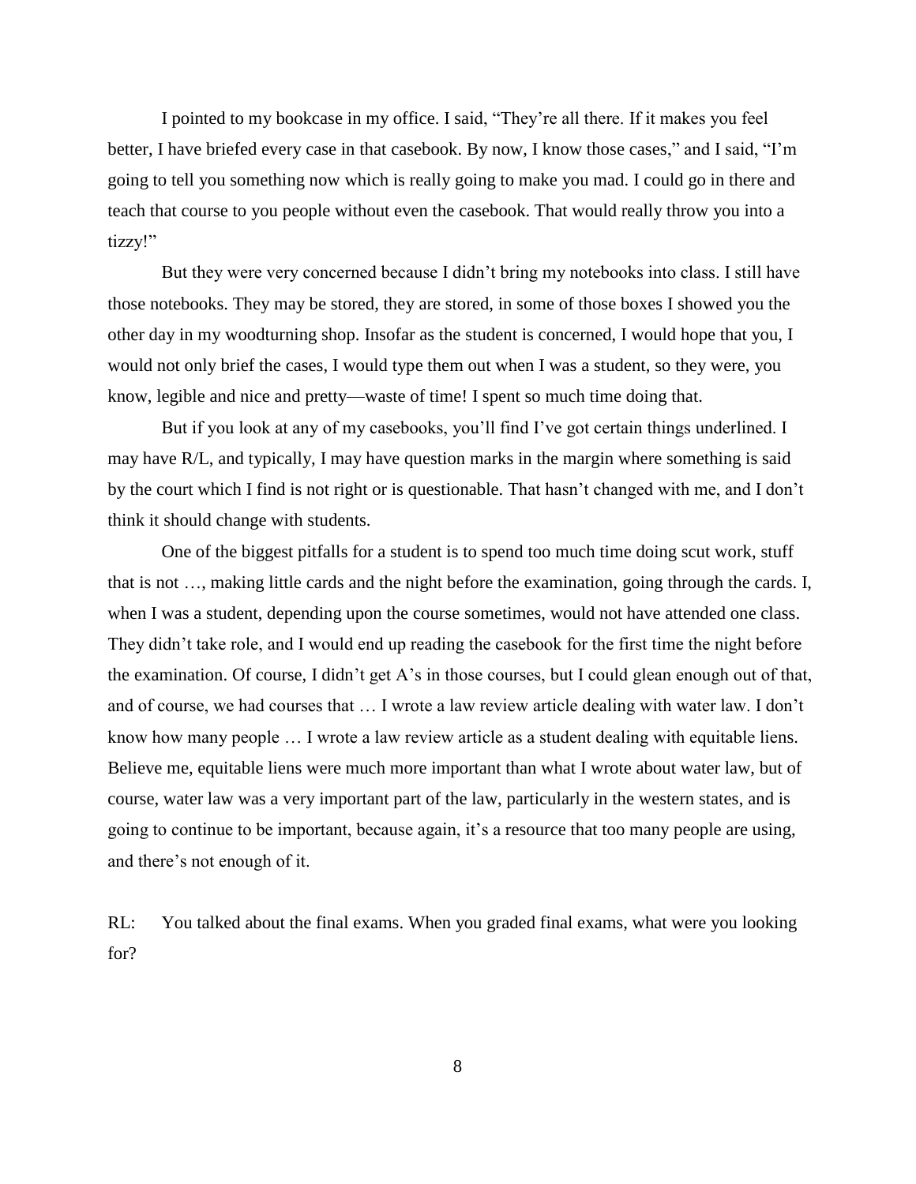I pointed to my bookcase in my office. I said, "They're all there. If it makes you feel better, I have briefed every case in that casebook. By now, I know those cases," and I said, "I'm going to tell you something now which is really going to make you mad. I could go in there and teach that course to you people without even the casebook. That would really throw you into a tizzy!"

But they were very concerned because I didn't bring my notebooks into class. I still have those notebooks. They may be stored, they are stored, in some of those boxes I showed you the other day in my woodturning shop. Insofar as the student is concerned, I would hope that you, I would not only brief the cases, I would type them out when I was a student, so they were, you know, legible and nice and pretty—waste of time! I spent so much time doing that.

But if you look at any of my casebooks, you'll find I've got certain things underlined. I may have R/L, and typically, I may have question marks in the margin where something is said by the court which I find is not right or is questionable. That hasn't changed with me, and I don't think it should change with students.

One of the biggest pitfalls for a student is to spend too much time doing scut work, stuff that is not …, making little cards and the night before the examination, going through the cards. I, when I was a student, depending upon the course sometimes, would not have attended one class. They didn't take role, and I would end up reading the casebook for the first time the night before the examination. Of course, I didn't get A's in those courses, but I could glean enough out of that, and of course, we had courses that … I wrote a law review article dealing with water law. I don't know how many people … I wrote a law review article as a student dealing with equitable liens. Believe me, equitable liens were much more important than what I wrote about water law, but of course, water law was a very important part of the law, particularly in the western states, and is going to continue to be important, because again, it's a resource that too many people are using, and there's not enough of it.

RL: You talked about the final exams. When you graded final exams, what were you looking for?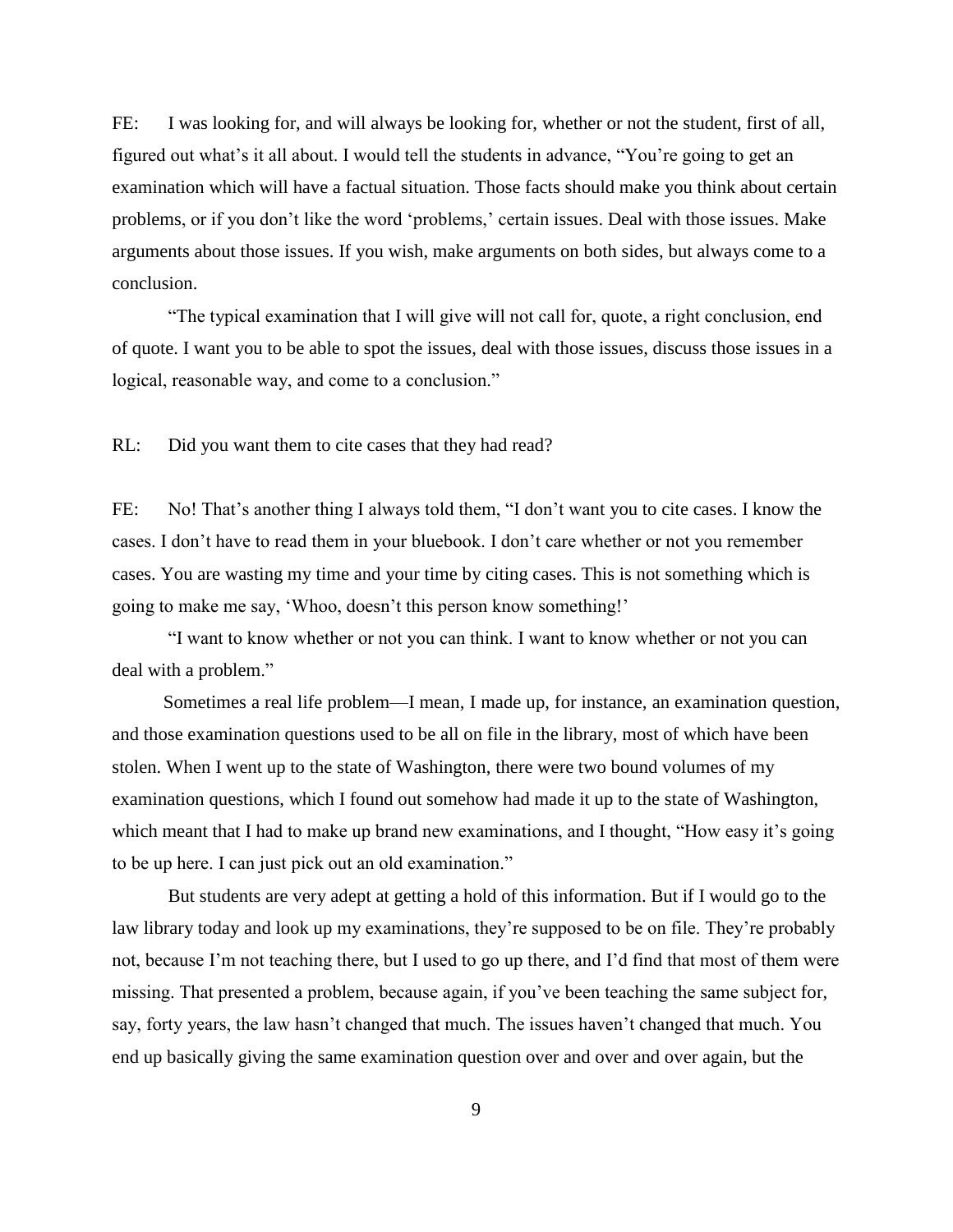FE: I was looking for, and will always be looking for, whether or not the student, first of all, figured out what's it all about. I would tell the students in advance, "You're going to get an examination which will have a factual situation. Those facts should make you think about certain problems, or if you don't like the word 'problems,' certain issues. Deal with those issues. Make arguments about those issues. If you wish, make arguments on both sides, but always come to a conclusion.

"The typical examination that I will give will not call for, quote, a right conclusion, end of quote. I want you to be able to spot the issues, deal with those issues, discuss those issues in a logical, reasonable way, and come to a conclusion."

RL: Did you want them to cite cases that they had read?

FE: No! That's another thing I always told them, "I don't want you to cite cases. I know the cases. I don't have to read them in your bluebook. I don't care whether or not you remember cases. You are wasting my time and your time by citing cases. This is not something which is going to make me say, 'Whoo, doesn't this person know something!'

"I want to know whether or not you can think. I want to know whether or not you can deal with a problem."

Sometimes a real life problem—I mean, I made up, for instance, an examination question, and those examination questions used to be all on file in the library, most of which have been stolen. When I went up to the state of Washington, there were two bound volumes of my examination questions, which I found out somehow had made it up to the state of Washington, which meant that I had to make up brand new examinations, and I thought, "How easy it's going to be up here. I can just pick out an old examination."

But students are very adept at getting a hold of this information. But if I would go to the law library today and look up my examinations, they're supposed to be on file. They're probably not, because I'm not teaching there, but I used to go up there, and I'd find that most of them were missing. That presented a problem, because again, if you've been teaching the same subject for, say, forty years, the law hasn't changed that much. The issues haven't changed that much. You end up basically giving the same examination question over and over and over again, but the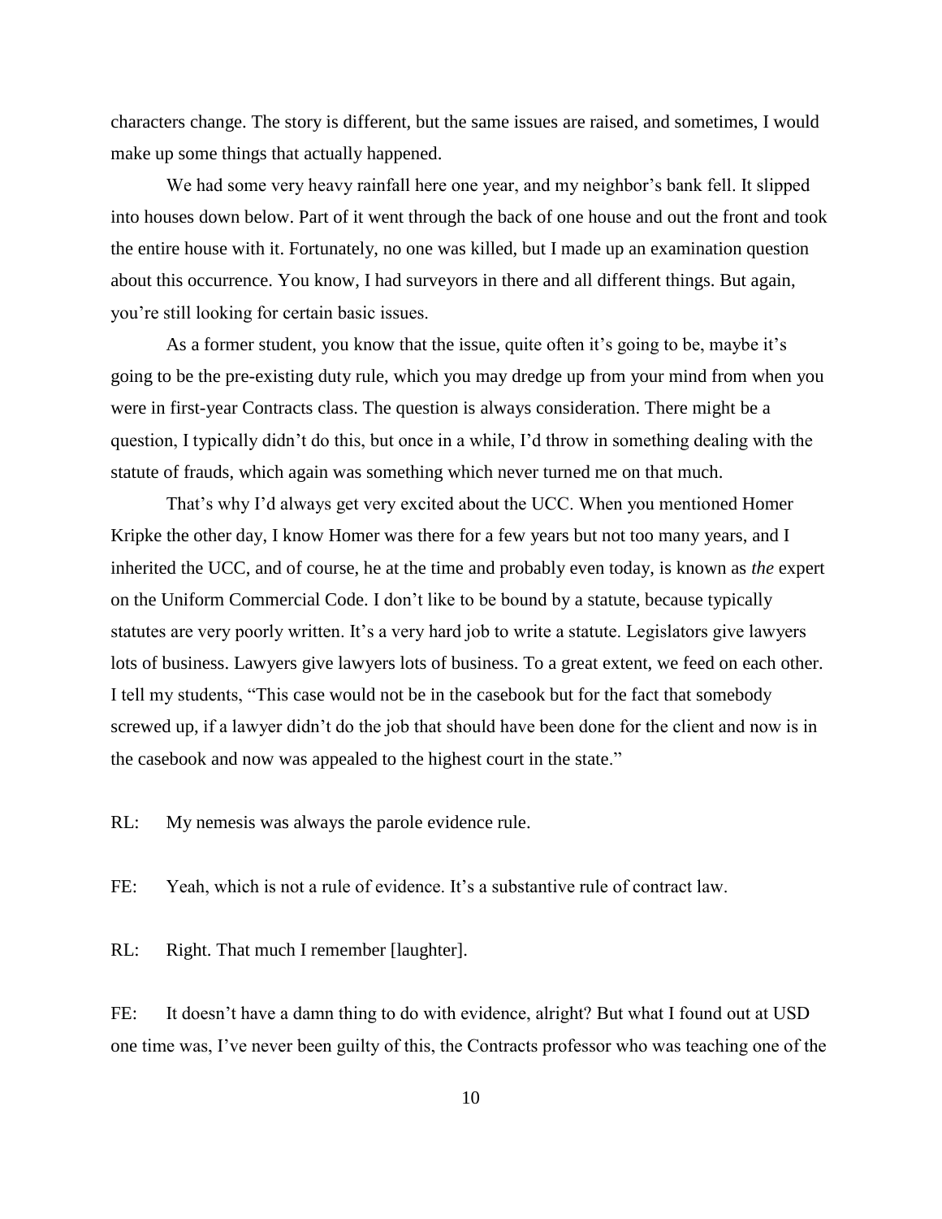characters change. The story is different, but the same issues are raised, and sometimes, I would make up some things that actually happened.

We had some very heavy rainfall here one year, and my neighbor's bank fell. It slipped into houses down below. Part of it went through the back of one house and out the front and took the entire house with it. Fortunately, no one was killed, but I made up an examination question about this occurrence. You know, I had surveyors in there and all different things. But again, you're still looking for certain basic issues.

As a former student, you know that the issue, quite often it's going to be, maybe it's going to be the pre-existing duty rule, which you may dredge up from your mind from when you were in first-year Contracts class. The question is always consideration. There might be a question, I typically didn't do this, but once in a while, I'd throw in something dealing with the statute of frauds, which again was something which never turned me on that much.

That's why I'd always get very excited about the UCC. When you mentioned Homer Kripke the other day, I know Homer was there for a few years but not too many years, and I inherited the UCC, and of course, he at the time and probably even today, is known as *the* expert on the Uniform Commercial Code. I don't like to be bound by a statute, because typically statutes are very poorly written. It's a very hard job to write a statute. Legislators give lawyers lots of business. Lawyers give lawyers lots of business. To a great extent, we feed on each other. I tell my students, "This case would not be in the casebook but for the fact that somebody screwed up, if a lawyer didn't do the job that should have been done for the client and now is in the casebook and now was appealed to the highest court in the state."

RL: My nemesis was always the parole evidence rule.

FE: Yeah, which is not a rule of evidence. It's a substantive rule of contract law.

RL: Right. That much I remember [laughter].

FE: It doesn't have a damn thing to do with evidence, alright? But what I found out at USD one time was, I've never been guilty of this, the Contracts professor who was teaching one of the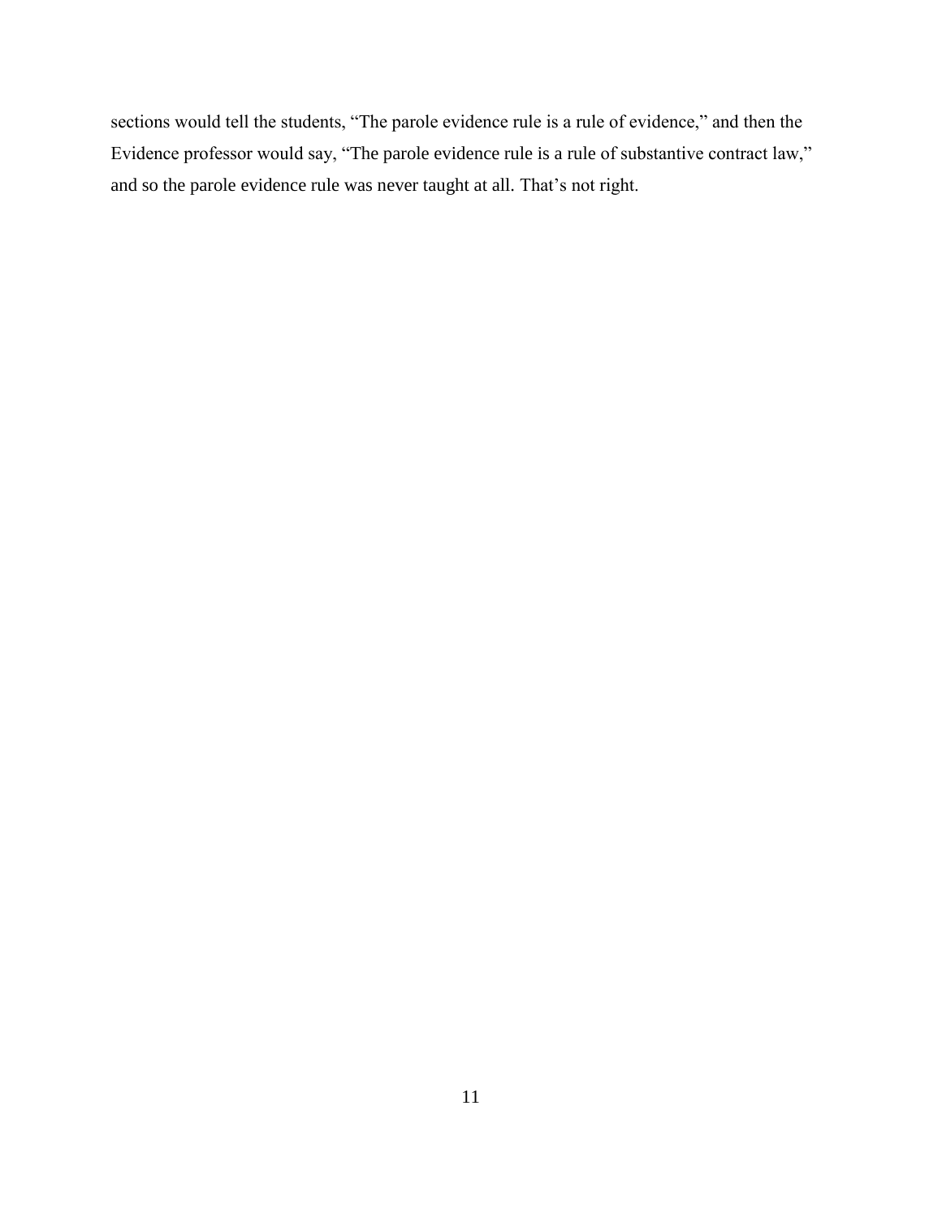sections would tell the students, "The parole evidence rule is a rule of evidence," and then the Evidence professor would say, "The parole evidence rule is a rule of substantive contract law," and so the parole evidence rule was never taught at all. That's not right.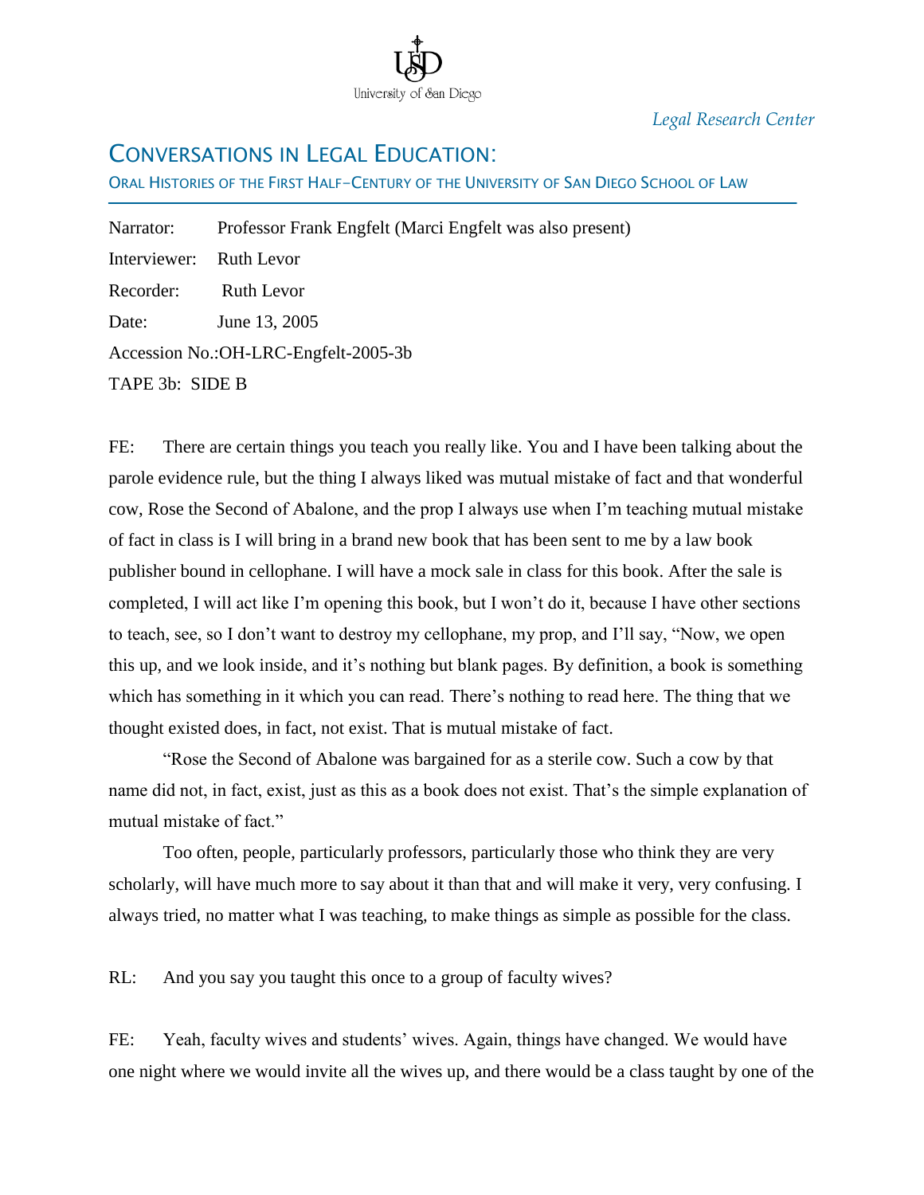*Legal Research Center*

# CONVERSATIONS IN LEGAL EDUCATION:

ORAL HISTORIES OF THE FIRST HALF–CENTURY OF THE UNIVERSITY OF SAN DIEGO SCHOOL OF LAW

Narrator: Professor Frank Engfelt (Marci Engfelt was also present)

Interviewer: Ruth Levor

Recorder: Ruth Levor

Date: June 13, 2005

Accession No.:OH-LRC-Engfelt-2005-3b

TAPE 3b: SIDE B

FE: There are certain things you teach you really like. You and I have been talking about the parole evidence rule, but the thing I always liked was mutual mistake of fact and that wonderful cow, Rose the Second of Abalone, and the prop I always use when I'm teaching mutual mistake of fact in class is I will bring in a brand new book that has been sent to me by a law book publisher bound in cellophane. I will have a mock sale in class for this book. After the sale is completed, I will act like I'm opening this book, but I won't do it, because I have other sections to teach, see, so I don't want to destroy my cellophane, my prop, and I'll say, "Now, we open this up, and we look inside, and it's nothing but blank pages. By definition, a book is something which has something in it which you can read. There's nothing to read here. The thing that we thought existed does, in fact, not exist. That is mutual mistake of fact.

"Rose the Second of Abalone was bargained for as a sterile cow. Such a cow by that name did not, in fact, exist, just as this as a book does not exist. That's the simple explanation of mutual mistake of fact."

Too often, people, particularly professors, particularly those who think they are very scholarly, will have much more to say about it than that and will make it very, very confusing. I always tried, no matter what I was teaching, to make things as simple as possible for the class.

RL: And you say you taught this once to a group of faculty wives?

FE: Yeah, faculty wives and students' wives. Again, things have changed. We would have one night where we would invite all the wives up, and there would be a class taught by one of the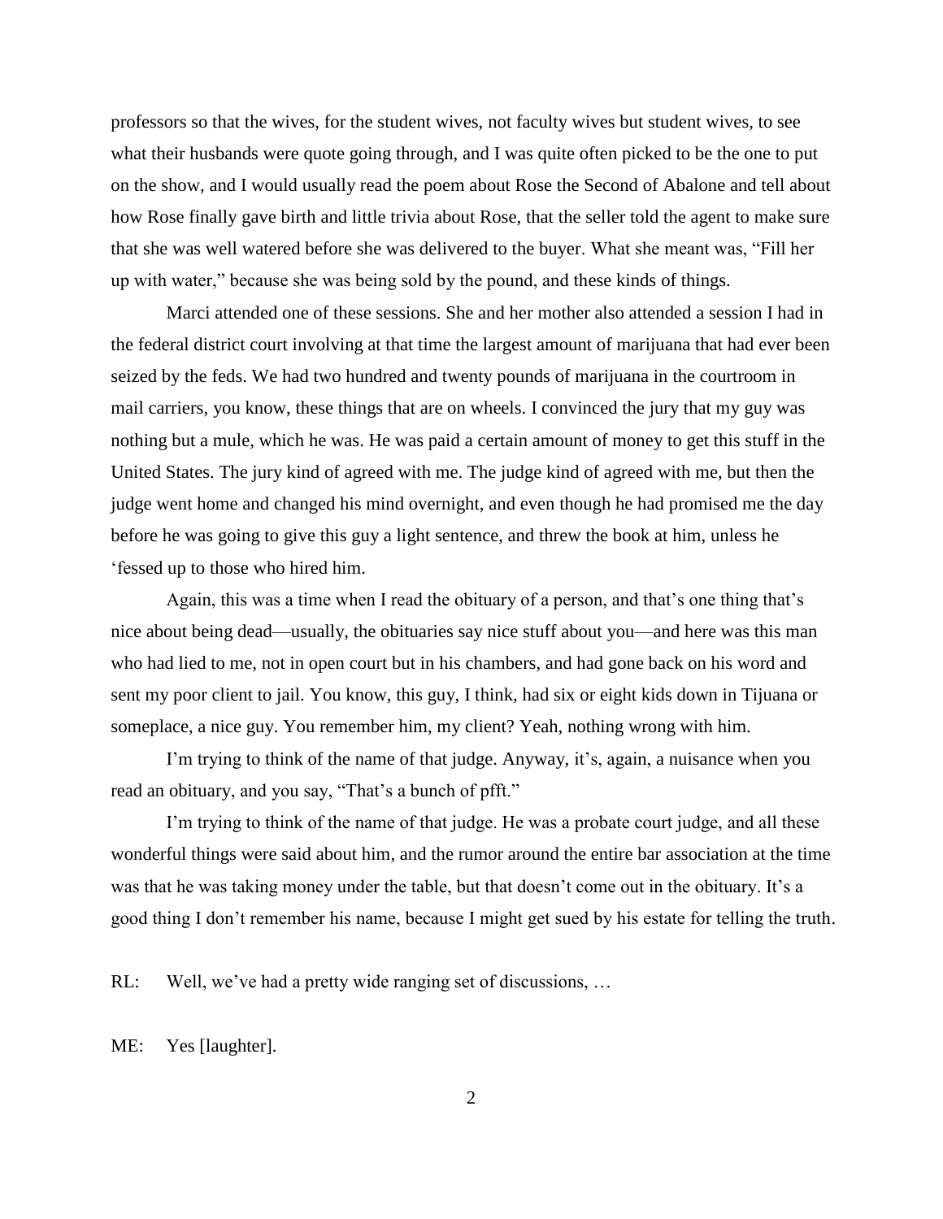professors so that the wives, for the student wives, not faculty wives but student wives, to see what their husbands were quote going through, and I was quite often picked to be the one to put on the show, and I would usually read the poem about Rose the Second of Abalone and tell about how Rose finally gave birth and little trivia about Rose, that the seller told the agent to make sure that she was well watered before she was delivered to the buyer. What she meant was, "Fill her up with water," because she was being sold by the pound, and these kinds of things.

Marci attended one of these sessions. She and her mother also attended a session I had in the federal district court involving at that time the largest amount of marijuana that had ever been seized by the feds. We had two hundred and twenty pounds of marijuana in the courtroom in mail carriers, you know, these things that are on wheels. I convinced the jury that my guy was nothing but a mule, which he was. He was paid a certain amount of money to get this stuff in the United States. The jury kind of agreed with me. The judge kind of agreed with me, but then the judge went home and changed his mind overnight, and even though he had promised me the day before he was going to give this guy a light sentence, and threw the book at him, unless he 'fessed up to those who hired him.

Again, this was a time when I read the obituary of a person, and that's one thing that's nice about being dead—usually, the obituaries say nice stuff about you—and here was this man who had lied to me, not in open court but in his chambers, and had gone back on his word and sent my poor client to jail. You know, this guy, I think, had six or eight kids down in Tijuana or someplace, a nice guy. You remember him, my client? Yeah, nothing wrong with him.

I'm trying to think of the name of that judge. Anyway, it's, again, a nuisance when you read an obituary, and you say, "That's a bunch of pfft."

I'm trying to think of the name of that judge. He was a probate court judge, and all these wonderful things were said about him, and the rumor around the entire bar association at the time was that he was taking money under the table, but that doesn't come out in the obituary. It's a good thing I don't remember his name, because I might get sued by his estate for telling the truth.

RL: Well, we've had a pretty wide ranging set of discussions, …

ME: Yes [laughter].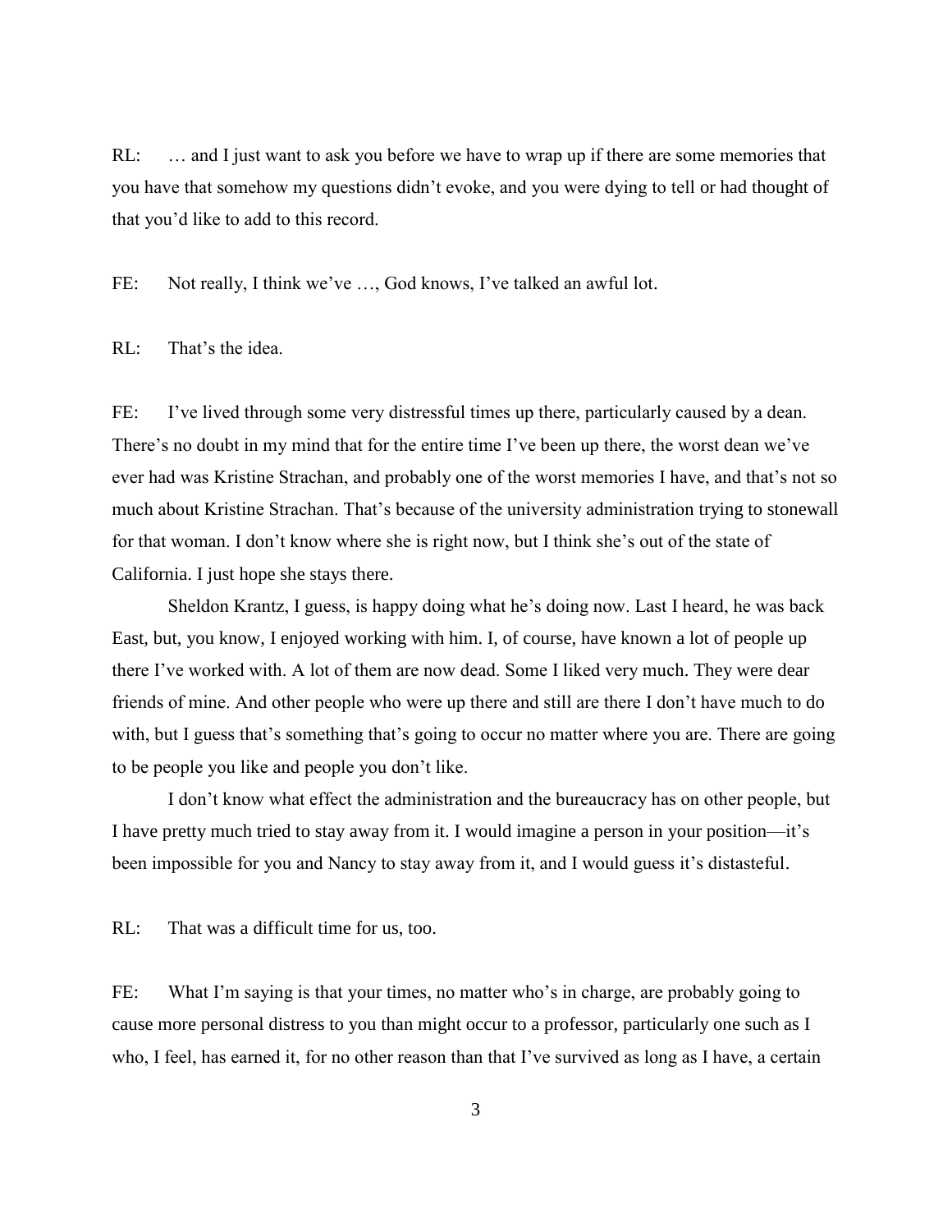RL: … and I just want to ask you before we have to wrap up if there are some memories that you have that somehow my questions didn't evoke, and you were dying to tell or had thought of that you'd like to add to this record.

FE: Not really, I think we've …, God knows, I've talked an awful lot.

RL: That's the idea.

FE: I've lived through some very distressful times up there, particularly caused by a dean. There's no doubt in my mind that for the entire time I've been up there, the worst dean we've ever had was Kristine Strachan, and probably one of the worst memories I have, and that's not so much about Kristine Strachan. That's because of the university administration trying to stonewall for that woman. I don't know where she is right now, but I think she's out of the state of California. I just hope she stays there.

Sheldon Krantz, I guess, is happy doing what he's doing now. Last I heard, he was back East, but, you know, I enjoyed working with him. I, of course, have known a lot of people up there I've worked with. A lot of them are now dead. Some I liked very much. They were dear friends of mine. And other people who were up there and still are there I don't have much to do with, but I guess that's something that's going to occur no matter where you are. There are going to be people you like and people you don't like.

I don't know what effect the administration and the bureaucracy has on other people, but I have pretty much tried to stay away from it. I would imagine a person in your position—it's been impossible for you and Nancy to stay away from it, and I would guess it's distasteful.

RL: That was a difficult time for us, too.

FE: What I'm saying is that your times, no matter who's in charge, are probably going to cause more personal distress to you than might occur to a professor, particularly one such as I who, I feel, has earned it, for no other reason than that I've survived as long as I have, a certain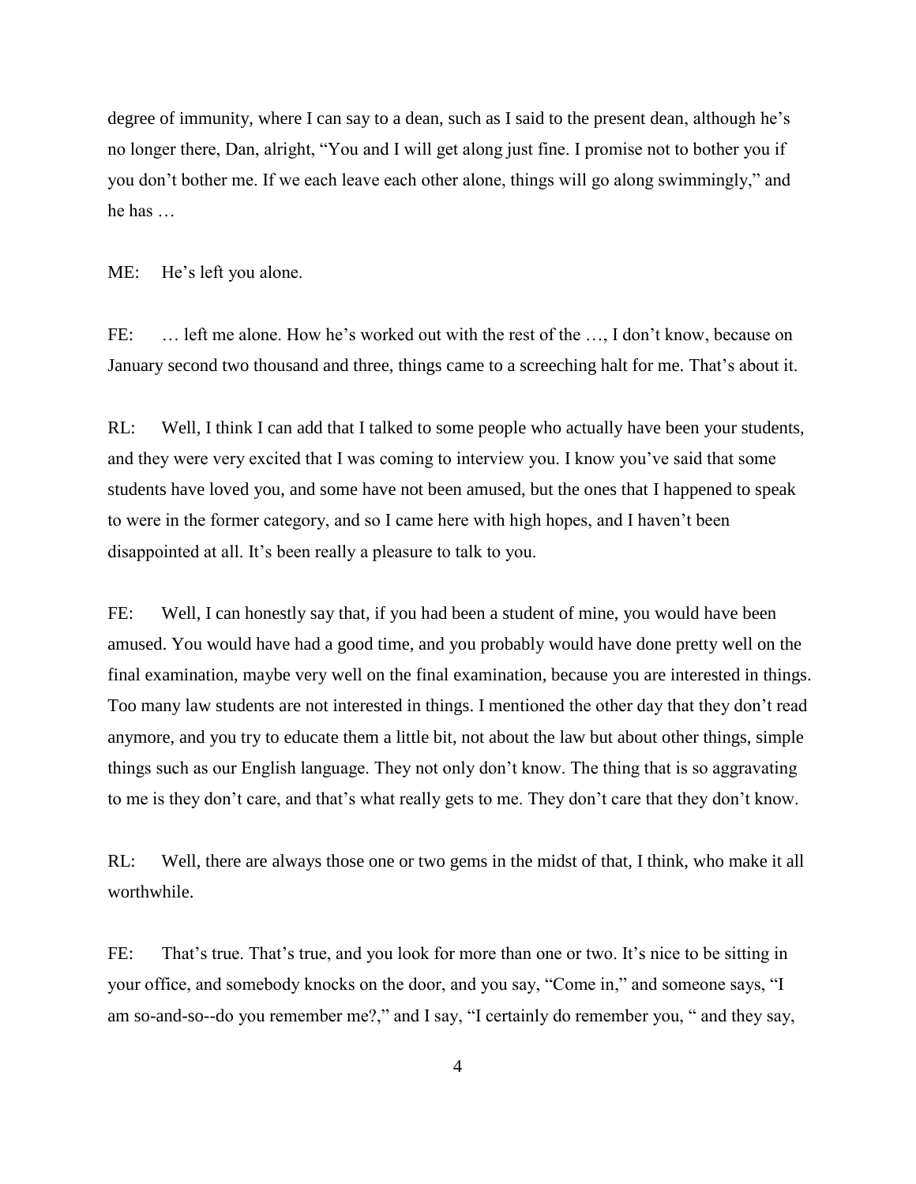degree of immunity, where I can say to a dean, such as I said to the present dean, although he's no longer there, Dan, alright, "You and I will get along just fine. I promise not to bother you if you don't bother me. If we each leave each other alone, things will go along swimmingly," and he has …

ME: He's left you alone.

FE: … left me alone. How he's worked out with the rest of the …, I don't know, because on January second two thousand and three, things came to a screeching halt for me. That's about it.

RL: Well, I think I can add that I talked to some people who actually have been your students, and they were very excited that I was coming to interview you. I know you've said that some students have loved you, and some have not been amused, but the ones that I happened to speak to were in the former category, and so I came here with high hopes, and I haven't been disappointed at all. It's been really a pleasure to talk to you.

FE: Well, I can honestly say that, if you had been a student of mine, you would have been amused. You would have had a good time, and you probably would have done pretty well on the final examination, maybe very well on the final examination, because you are interested in things. Too many law students are not interested in things. I mentioned the other day that they don't read anymore, and you try to educate them a little bit, not about the law but about other things, simple things such as our English language. They not only don't know. The thing that is so aggravating to me is they don't care, and that's what really gets to me. They don't care that they don't know.

RL: Well, there are always those one or two gems in the midst of that, I think, who make it all worthwhile.

FE: That's true. That's true, and you look for more than one or two. It's nice to be sitting in your office, and somebody knocks on the door, and you say, "Come in," and someone says, "I am so-and-so--do you remember me?," and I say, "I certainly do remember you, " and they say,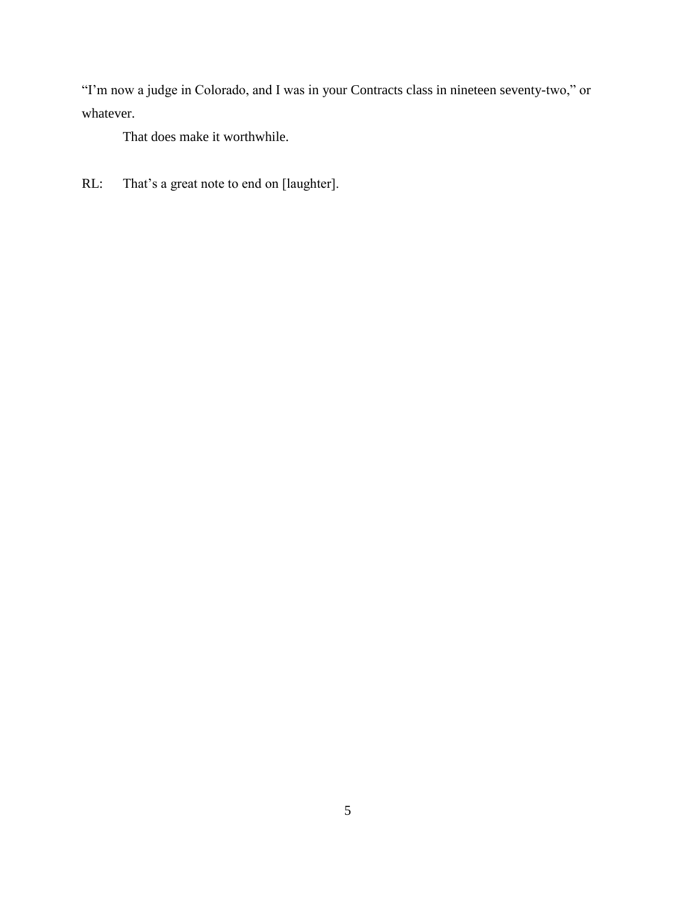"I'm now a judge in Colorado, and I was in your Contracts class in nineteen seventy-two," or whatever.

That does make it worthwhile.

RL: That's a great note to end on [laughter].